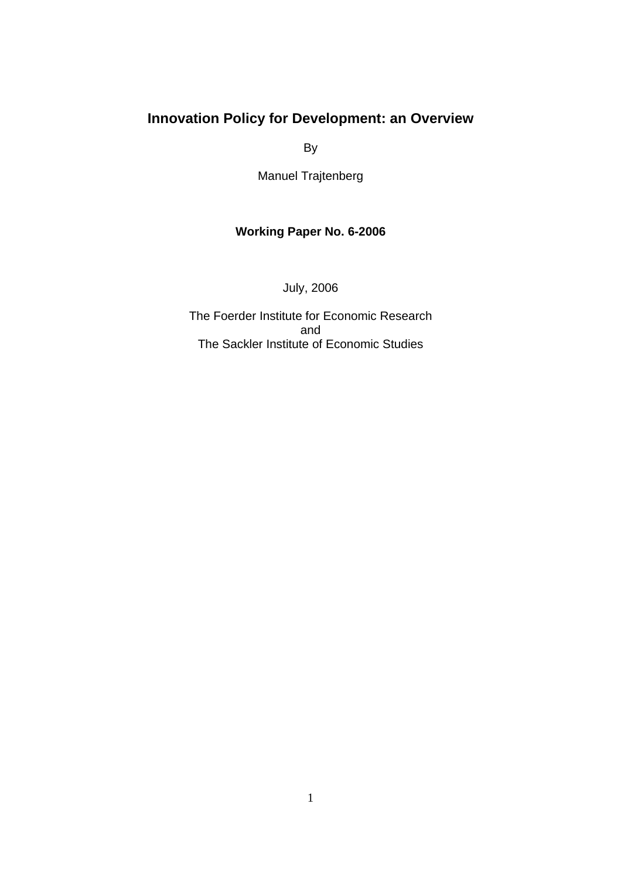# Innovation Policy for Development: an Overview

By

Manuel Trajtenberg

**Working Paper No. 6-2006**

July, 2006

The Foerder Institute for Economic Research
and
The Sackler Institute of Economic Studies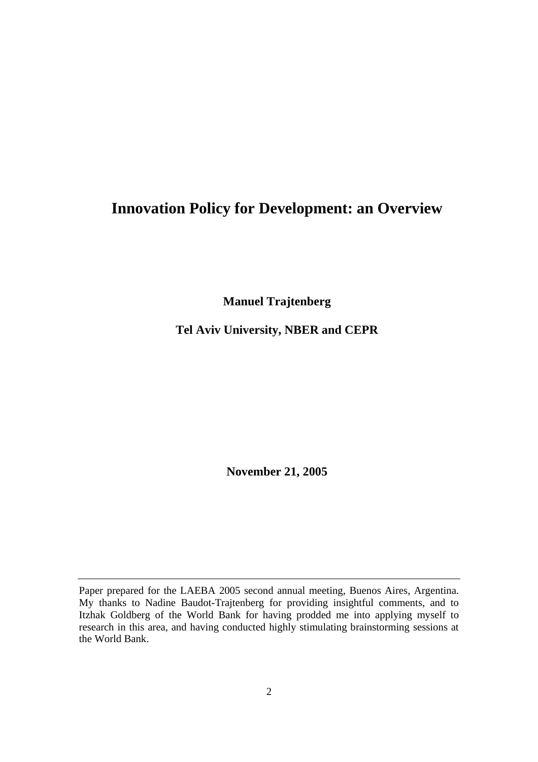# Innovation Policy for Development: an Overview

**Manuel Trajtenberg**

**Tel Aviv University, NBER and CEPR**

**November 21, 2005**

---

Paper prepared for the LAEBA 2005 second annual meeting, Buenos Aires, Argentina. My thanks to Nadine Baudot-Trajtenberg for providing insightful comments, and to Itzhak Goldberg of the World Bank for having prodded me into applying myself to research in this area, and having conducted highly stimulating brainstorming sessions at the World Bank.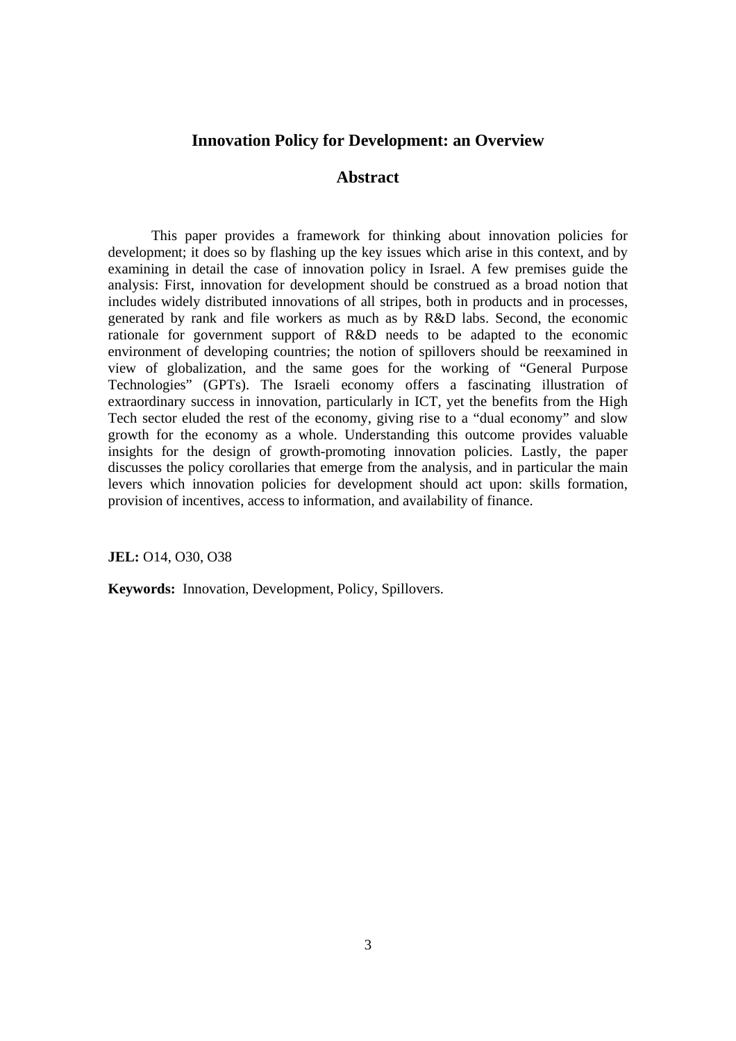## Innovation Policy for Development: an Overview

## Abstract

This paper provides a framework for thinking about innovation policies for development; it does so by flashing up the key issues which arise in this context, and by examining in detail the case of innovation policy in Israel. A few premises guide the analysis: First, innovation for development should be construed as a broad notion that includes widely distributed innovations of all stripes, both in products and in processes, generated by rank and file workers as much as by R&D labs. Second, the economic rationale for government support of R&D needs to be adapted to the economic environment of developing countries; the notion of spillovers should be reexamined in view of globalization, and the same goes for the working of "General Purpose Technologies" (GPTs). The Israeli economy offers a fascinating illustration of extraordinary success in innovation, particularly in ICT, yet the benefits from the High Tech sector eluded the rest of the economy, giving rise to a "dual economy" and slow growth for the economy as a whole. Understanding this outcome provides valuable insights for the design of growth-promoting innovation policies. Lastly, the paper discusses the policy corollaries that emerge from the analysis, and in particular the main levers which innovation policies for development should act upon: skills formation, provision of incentives, access to information, and availability of finance.

**JEL:** O14, O30, O38

**Keywords:** Innovation, Development, Policy, Spillovers.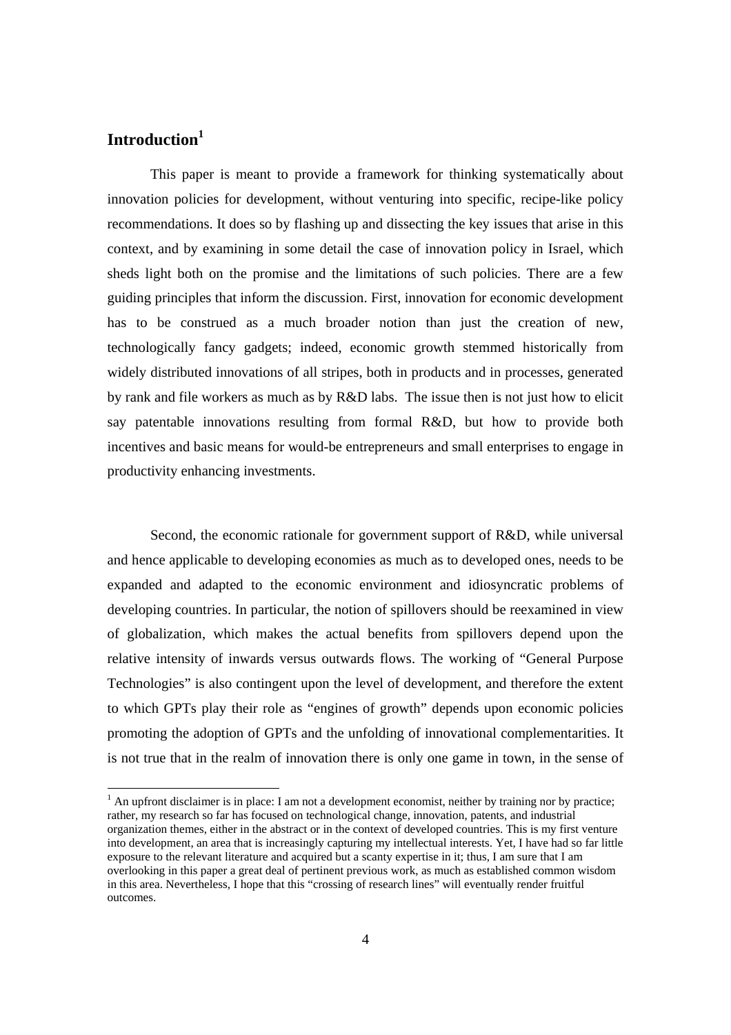## Introduction[1]

This paper is meant to provide a framework for thinking systematically about innovation policies for development, without venturing into specific, recipe-like policy recommendations. It does so by flashing up and dissecting the key issues that arise in this context, and by examining in some detail the case of innovation policy in Israel, which sheds light both on the promise and the limitations of such policies. There are a few guiding principles that inform the discussion. First, innovation for economic development has to be construed as a much broader notion than just the creation of new, technologically fancy gadgets; indeed, economic growth stemmed historically from widely distributed innovations of all stripes, both in products and in processes, generated by rank and file workers as much as by R&D labs. The issue then is not just how to elicit say patentable innovations resulting from formal R&D, but how to provide both incentives and basic means for would-be entrepreneurs and small enterprises to engage in productivity enhancing investments.

Second, the economic rationale for government support of R&D, while universal and hence applicable to developing economies as much as to developed ones, needs to be expanded and adapted to the economic environment and idiosyncratic problems of developing countries. In particular, the notion of spillovers should be reexamined in view of globalization, which makes the actual benefits from spillovers depend upon the relative intensity of inwards versus outwards flows. The working of "General Purpose Technologies" is also contingent upon the level of development, and therefore the extent to which GPTs play their role as "engines of growth" depends upon economic policies promoting the adoption of GPTs and the unfolding of innovational complementarities. It is not true that in the realm of innovation there is only one game in town, in the sense of

[1] An upfront disclaimer is in place: I am not a development economist, neither by training nor by practice; rather, my research so far has focused on technological change, innovation, patents, and industrial organization themes, either in the abstract or in the context of developed countries. This is my first venture into development, an area that is increasingly capturing my intellectual interests. Yet, I have had so far little exposure to the relevant literature and acquired but a scanty expertise in it; thus, I am sure that I am overlooking in this paper a great deal of pertinent previous work, as much as established common wisdom in this area. Nevertheless, I hope that this "crossing of research lines" will eventually render fruitful outcomes.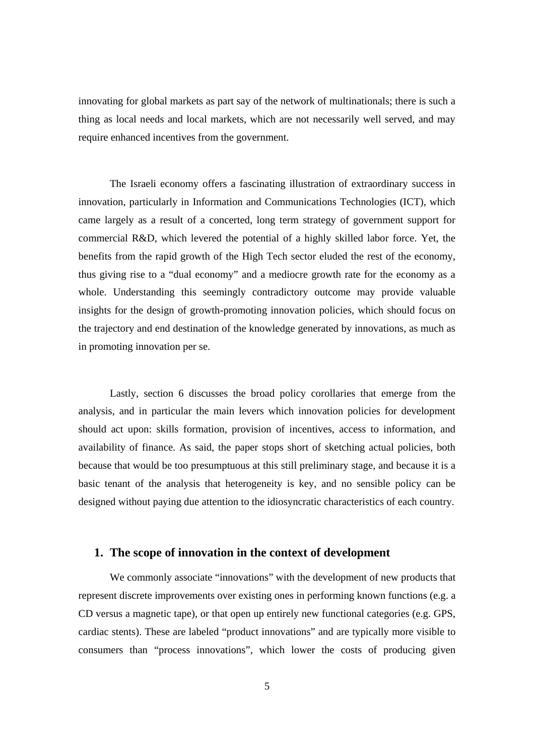innovating for global markets as part say of the network of multinationals; there is such a thing as local needs and local markets, which are not necessarily well served, and may require enhanced incentives from the government.

The Israeli economy offers a fascinating illustration of extraordinary success in innovation, particularly in Information and Communications Technologies (ICT), which came largely as a result of a concerted, long term strategy of government support for commercial R&D, which levered the potential of a highly skilled labor force. Yet, the benefits from the rapid growth of the High Tech sector eluded the rest of the economy, thus giving rise to a "dual economy" and a mediocre growth rate for the economy as a whole. Understanding this seemingly contradictory outcome may provide valuable insights for the design of growth-promoting innovation policies, which should focus on the trajectory and end destination of the knowledge generated by innovations, as much as in promoting innovation per se.

Lastly, section 6 discusses the broad policy corollaries that emerge from the analysis, and in particular the main levers which innovation policies for development should act upon: skills formation, provision of incentives, access to information, and availability of finance. As said, the paper stops short of sketching actual policies, both because that would be too presumptuous at this still preliminary stage, and because it is a basic tenant of the analysis that heterogeneity is key, and no sensible policy can be designed without paying due attention to the idiosyncratic characteristics of each country.

## 1. The scope of innovation in the context of development

We commonly associate "innovations" with the development of new products that represent discrete improvements over existing ones in performing known functions (e.g. a CD versus a magnetic tape), or that open up entirely new functional categories (e.g. GPS, cardiac stents). These are labeled "product innovations" and are typically more visible to consumers than "process innovations", which lower the costs of producing given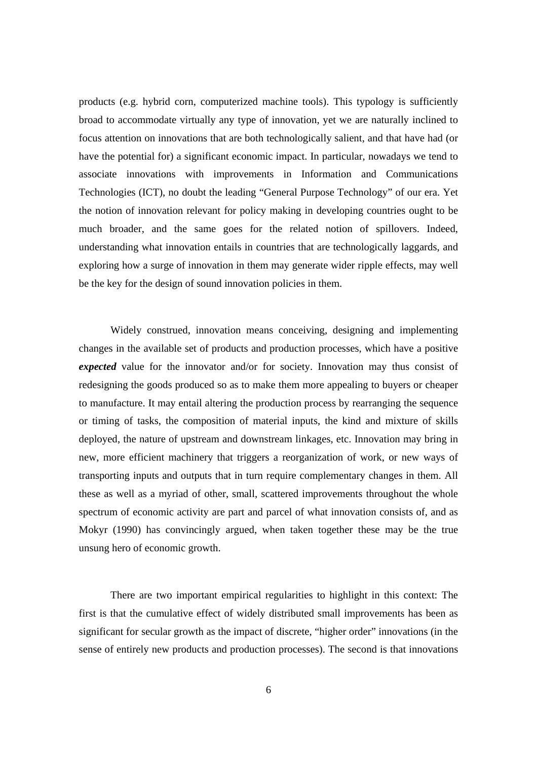products (e.g. hybrid corn, computerized machine tools). This typology is sufficiently broad to accommodate virtually any type of innovation, yet we are naturally inclined to focus attention on innovations that are both technologically salient, and that have had (or have the potential for) a significant economic impact. In particular, nowadays we tend to associate innovations with improvements in Information and Communications Technologies (ICT), no doubt the leading "General Purpose Technology" of our era. Yet the notion of innovation relevant for policy making in developing countries ought to be much broader, and the same goes for the related notion of spillovers. Indeed, understanding what innovation entails in countries that are technologically laggards, and exploring how a surge of innovation in them may generate wider ripple effects, may well be the key for the design of sound innovation policies in them.

Widely construed, innovation means conceiving, designing and implementing changes in the available set of products and production processes, which have a positive ***expected*** value for the innovator and/or for society. Innovation may thus consist of redesigning the goods produced so as to make them more appealing to buyers or cheaper to manufacture. It may entail altering the production process by rearranging the sequence or timing of tasks, the composition of material inputs, the kind and mixture of skills deployed, the nature of upstream and downstream linkages, etc. Innovation may bring in new, more efficient machinery that triggers a reorganization of work, or new ways of transporting inputs and outputs that in turn require complementary changes in them. All these as well as a myriad of other, small, scattered improvements throughout the whole spectrum of economic activity are part and parcel of what innovation consists of, and as Mokyr (1990) has convincingly argued, when taken together these may be the true unsung hero of economic growth.

There are two important empirical regularities to highlight in this context: The first is that the cumulative effect of widely distributed small improvements has been as significant for secular growth as the impact of discrete, "higher order" innovations (in the sense of entirely new products and production processes). The second is that innovations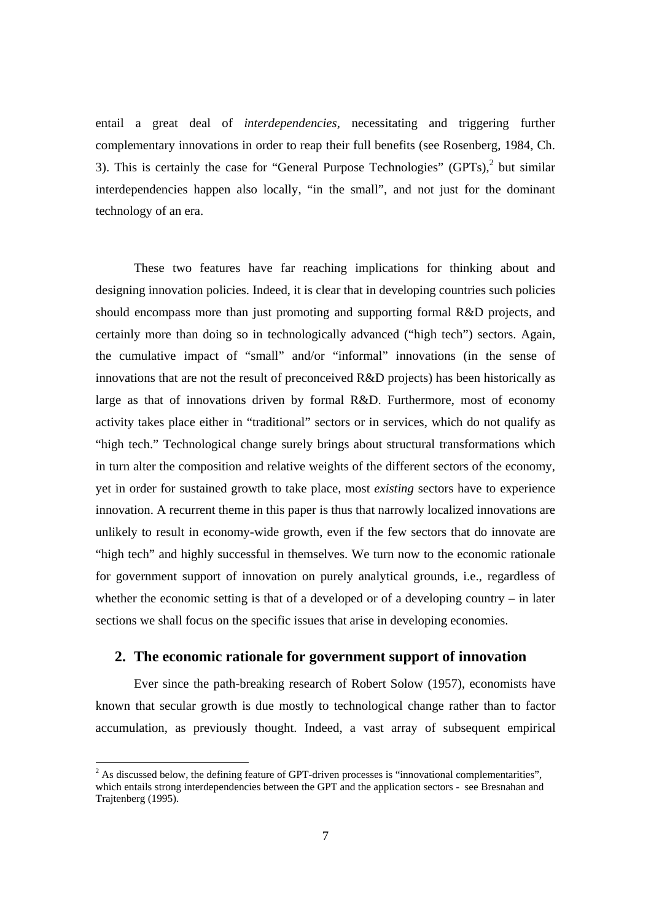entail a great deal of *interdependencies*, necessitating and triggering further complementary innovations in order to reap their full benefits (see Rosenberg, 1984, Ch. 3). This is certainly the case for "General Purpose Technologies" (GPTs),[2] but similar interdependencies happen also locally, "in the small", and not just for the dominant technology of an era.

These two features have far reaching implications for thinking about and designing innovation policies. Indeed, it is clear that in developing countries such policies should encompass more than just promoting and supporting formal R&D projects, and certainly more than doing so in technologically advanced ("high tech") sectors. Again, the cumulative impact of "small" and/or "informal" innovations (in the sense of innovations that are not the result of preconceived R&D projects) has been historically as large as that of innovations driven by formal R&D. Furthermore, most of economy activity takes place either in "traditional" sectors or in services, which do not qualify as "high tech." Technological change surely brings about structural transformations which in turn alter the composition and relative weights of the different sectors of the economy, yet in order for sustained growth to take place, most *existing* sectors have to experience innovation. A recurrent theme in this paper is thus that narrowly localized innovations are unlikely to result in economy-wide growth, even if the few sectors that do innovate are "high tech" and highly successful in themselves. We turn now to the economic rationale for government support of innovation on purely analytical grounds, i.e., regardless of whether the economic setting is that of a developed or of a developing country – in later sections we shall focus on the specific issues that arise in developing economies.

## 2. The economic rationale for government support of innovation

Ever since the path-breaking research of Robert Solow (1957), economists have known that secular growth is due mostly to technological change rather than to factor accumulation, as previously thought. Indeed, a vast array of subsequent empirical

---

[2] As discussed below, the defining feature of GPT-driven processes is "innovational complementarities", which entails strong interdependencies between the GPT and the application sectors - see Bresnahan and Trajtenberg (1995).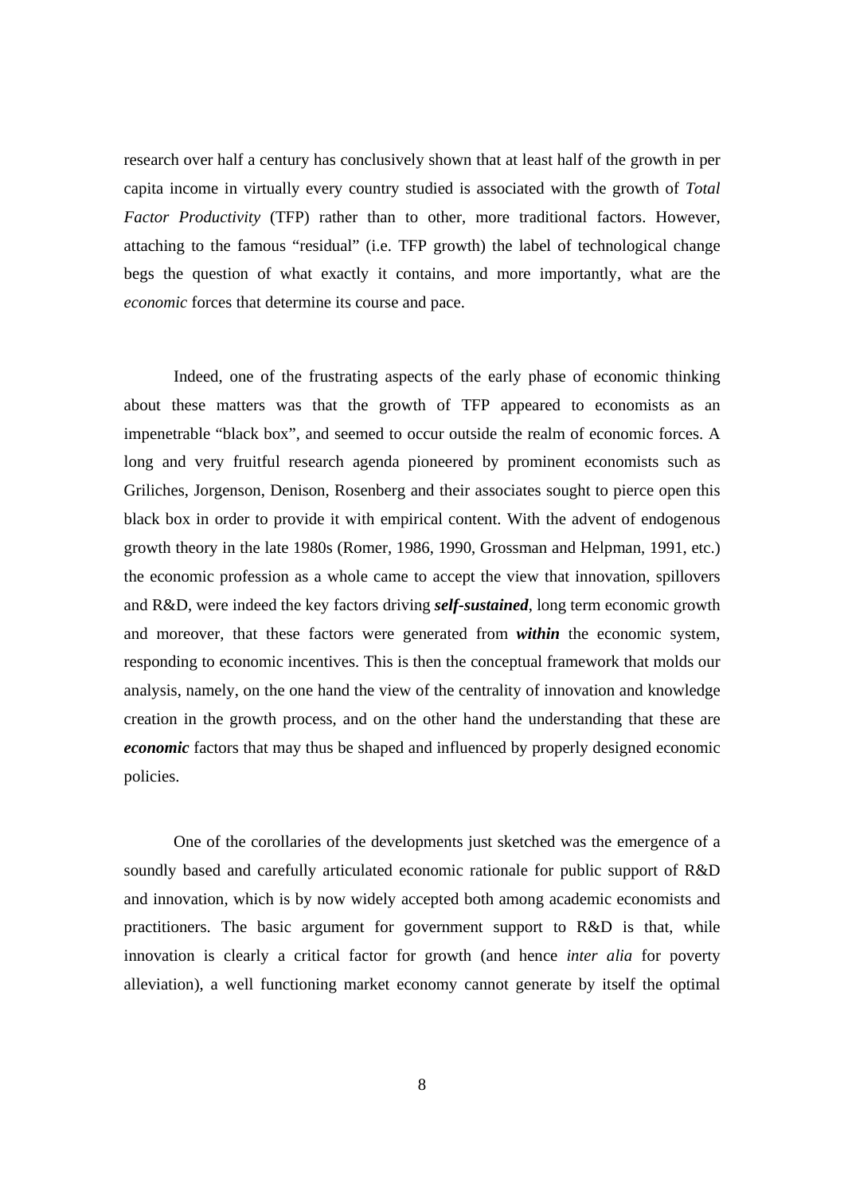research over half a century has conclusively shown that at least half of the growth in per capita income in virtually every country studied is associated with the growth of *Total Factor Productivity* (TFP) rather than to other, more traditional factors. However, attaching to the famous "residual" (i.e. TFP growth) the label of technological change begs the question of what exactly it contains, and more importantly, what are the *economic* forces that determine its course and pace.

Indeed, one of the frustrating aspects of the early phase of economic thinking about these matters was that the growth of TFP appeared to economists as an impenetrable "black box", and seemed to occur outside the realm of economic forces. A long and very fruitful research agenda pioneered by prominent economists such as Griliches, Jorgenson, Denison, Rosenberg and their associates sought to pierce open this black box in order to provide it with empirical content. With the advent of endogenous growth theory in the late 1980s (Romer, 1986, 1990, Grossman and Helpman, 1991, etc.) the economic profession as a whole came to accept the view that innovation, spillovers and R&D, were indeed the key factors driving ***self-sustained***, long term economic growth and moreover, that these factors were generated from ***within*** the economic system, responding to economic incentives. This is then the conceptual framework that molds our analysis, namely, on the one hand the view of the centrality of innovation and knowledge creation in the growth process, and on the other hand the understanding that these are ***economic*** factors that may thus be shaped and influenced by properly designed economic policies.

One of the corollaries of the developments just sketched was the emergence of a soundly based and carefully articulated economic rationale for public support of R&D and innovation, which is by now widely accepted both among academic economists and practitioners. The basic argument for government support to R&D is that, while innovation is clearly a critical factor for growth (and hence *inter alia* for poverty alleviation), a well functioning market economy cannot generate by itself the optimal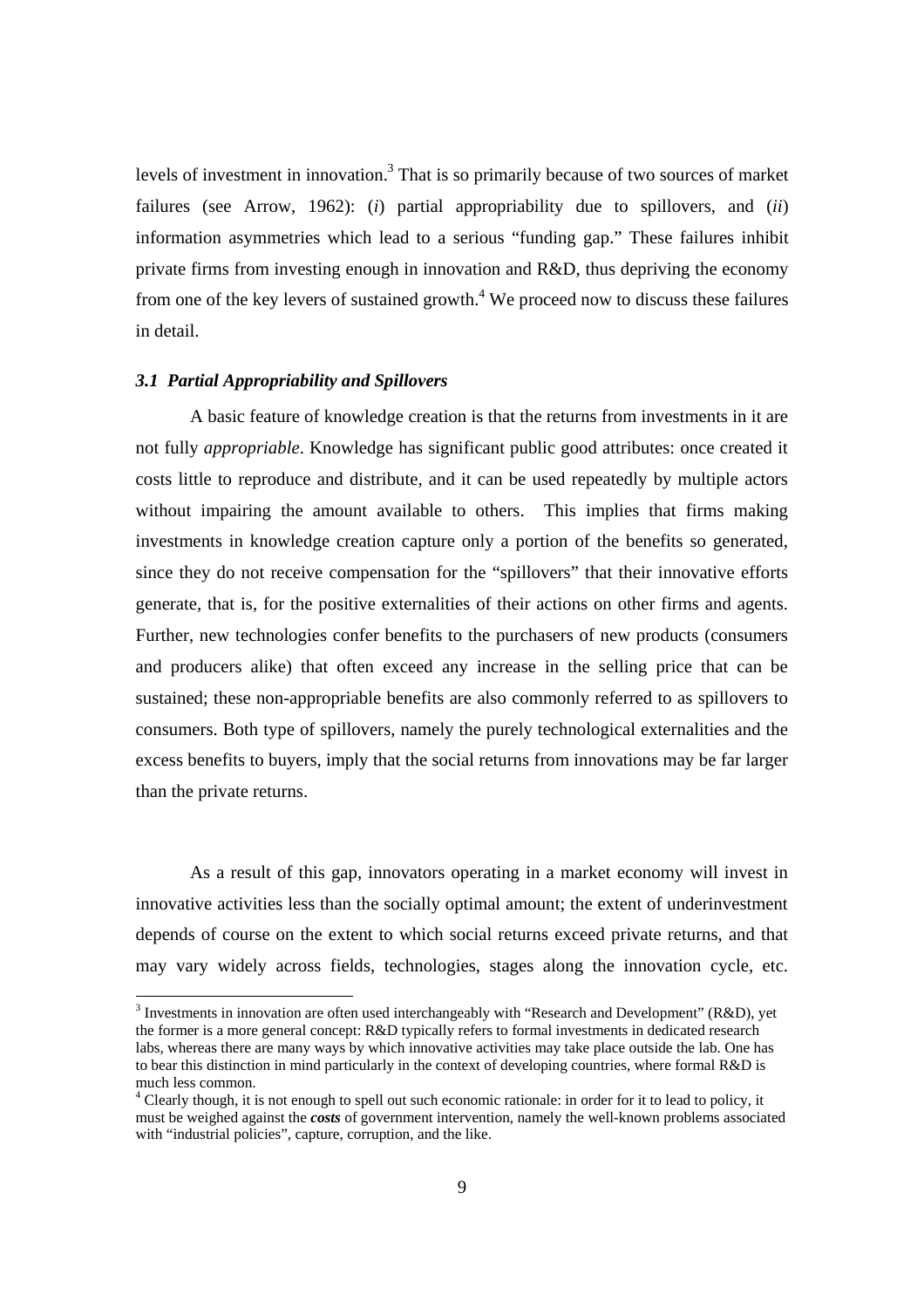levels of investment in innovation.[3] That is so primarily because of two sources of market failures (see Arrow, 1962): (*i*) partial appropriability due to spillovers, and (*ii*) information asymmetries which lead to a serious "funding gap." These failures inhibit private firms from investing enough in innovation and R&D, thus depriving the economy from one of the key levers of sustained growth.[4] We proceed now to discuss these failures in detail.

### *3.1 Partial Appropriability and Spillovers*

A basic feature of knowledge creation is that the returns from investments in it are not fully *appropriable*. Knowledge has significant public good attributes: once created it costs little to reproduce and distribute, and it can be used repeatedly by multiple actors without impairing the amount available to others. This implies that firms making investments in knowledge creation capture only a portion of the benefits so generated, since they do not receive compensation for the "spillovers" that their innovative efforts generate, that is, for the positive externalities of their actions on other firms and agents. Further, new technologies confer benefits to the purchasers of new products (consumers and producers alike) that often exceed any increase in the selling price that can be sustained; these non-appropriable benefits are also commonly referred to as spillovers to consumers. Both type of spillovers, namely the purely technological externalities and the excess benefits to buyers, imply that the social returns from innovations may be far larger than the private returns.

As a result of this gap, innovators operating in a market economy will invest in innovative activities less than the socially optimal amount; the extent of underinvestment depends of course on the extent to which social returns exceed private returns, and that may vary widely across fields, technologies, stages along the innovation cycle, etc.

---

[3] Investments in innovation are often used interchangeably with "Research and Development" (R&D), yet the former is a more general concept: R&D typically refers to formal investments in dedicated research labs, whereas there are many ways by which innovative activities may take place outside the lab. One has to bear this distinction in mind particularly in the context of developing countries, where formal R&D is much less common.

[4] Clearly though, it is not enough to spell out such economic rationale: in order for it to lead to policy, it must be weighed against the ***costs*** of government intervention, namely the well-known problems associated with "industrial policies", capture, corruption, and the like.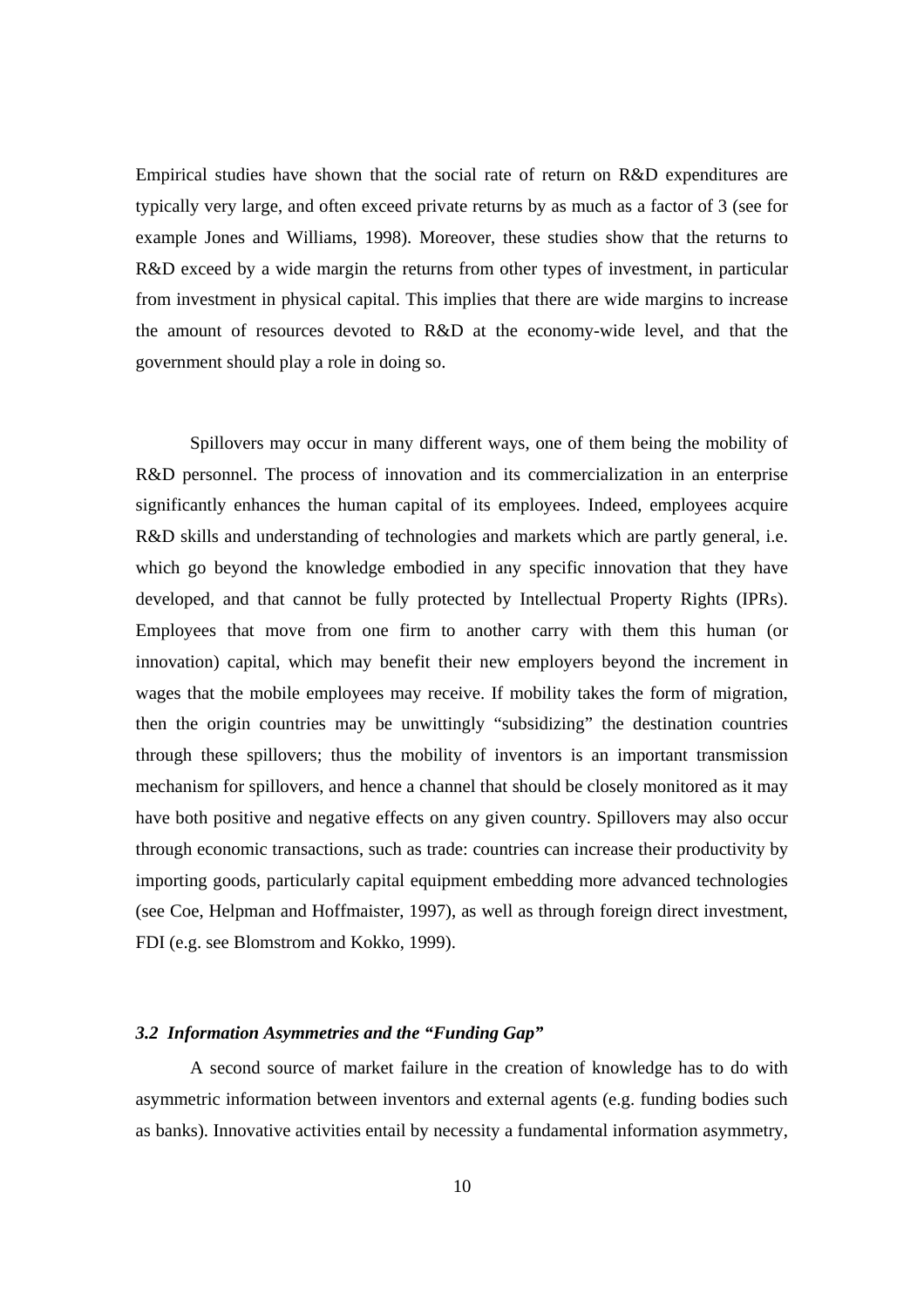Empirical studies have shown that the social rate of return on R&D expenditures are typically very large, and often exceed private returns by as much as a factor of 3 (see for example Jones and Williams, 1998). Moreover, these studies show that the returns to R&D exceed by a wide margin the returns from other types of investment, in particular from investment in physical capital. This implies that there are wide margins to increase the amount of resources devoted to R&D at the economy-wide level, and that the government should play a role in doing so.

Spillovers may occur in many different ways, one of them being the mobility of R&D personnel. The process of innovation and its commercialization in an enterprise significantly enhances the human capital of its employees. Indeed, employees acquire R&D skills and understanding of technologies and markets which are partly general, i.e. which go beyond the knowledge embodied in any specific innovation that they have developed, and that cannot be fully protected by Intellectual Property Rights (IPRs). Employees that move from one firm to another carry with them this human (or innovation) capital, which may benefit their new employers beyond the increment in wages that the mobile employees may receive. If mobility takes the form of migration, then the origin countries may be unwittingly "subsidizing" the destination countries through these spillovers; thus the mobility of inventors is an important transmission mechanism for spillovers, and hence a channel that should be closely monitored as it may have both positive and negative effects on any given country. Spillovers may also occur through economic transactions, such as trade: countries can increase their productivity by importing goods, particularly capital equipment embedding more advanced technologies (see Coe, Helpman and Hoffmaister, 1997), as well as through foreign direct investment, FDI (e.g. see Blomstrom and Kokko, 1999).

### *3.2 Information Asymmetries and the "Funding Gap"*

A second source of market failure in the creation of knowledge has to do with asymmetric information between inventors and external agents (e.g. funding bodies such as banks). Innovative activities entail by necessity a fundamental information asymmetry,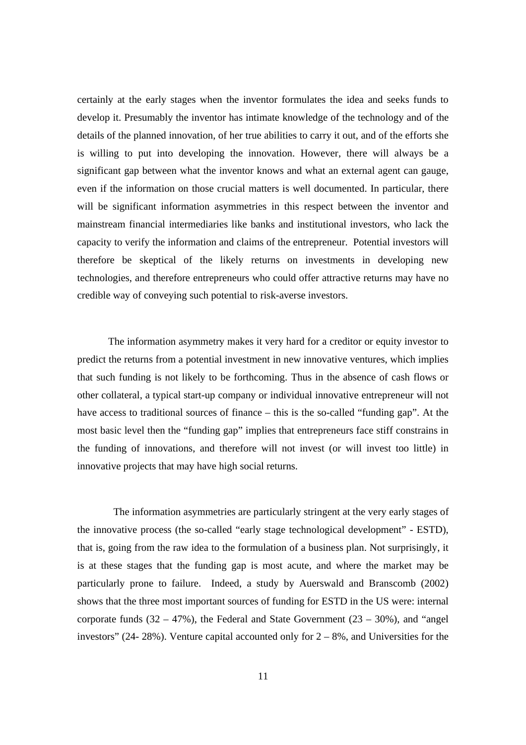certainly at the early stages when the inventor formulates the idea and seeks funds to develop it. Presumably the inventor has intimate knowledge of the technology and of the details of the planned innovation, of her true abilities to carry it out, and of the efforts she is willing to put into developing the innovation. However, there will always be a significant gap between what the inventor knows and what an external agent can gauge, even if the information on those crucial matters is well documented. In particular, there will be significant information asymmetries in this respect between the inventor and mainstream financial intermediaries like banks and institutional investors, who lack the capacity to verify the information and claims of the entrepreneur. Potential investors will therefore be skeptical of the likely returns on investments in developing new technologies, and therefore entrepreneurs who could offer attractive returns may have no credible way of conveying such potential to risk-averse investors.

The information asymmetry makes it very hard for a creditor or equity investor to predict the returns from a potential investment in new innovative ventures, which implies that such funding is not likely to be forthcoming. Thus in the absence of cash flows or other collateral, a typical start-up company or individual innovative entrepreneur will not have access to traditional sources of finance – this is the so-called "funding gap". At the most basic level then the "funding gap" implies that entrepreneurs face stiff constrains in the funding of innovations, and therefore will not invest (or will invest too little) in innovative projects that may have high social returns.

The information asymmetries are particularly stringent at the very early stages of the innovative process (the so-called "early stage technological development" - ESTD), that is, going from the raw idea to the formulation of a business plan. Not surprisingly, it is at these stages that the funding gap is most acute, and where the market may be particularly prone to failure. Indeed, a study by Auerswald and Branscomb (2002) shows that the three most important sources of funding for ESTD in the US were: internal corporate funds (32 – 47%), the Federal and State Government (23 – 30%), and "angel investors" (24- 28%). Venture capital accounted only for 2 – 8%, and Universities for the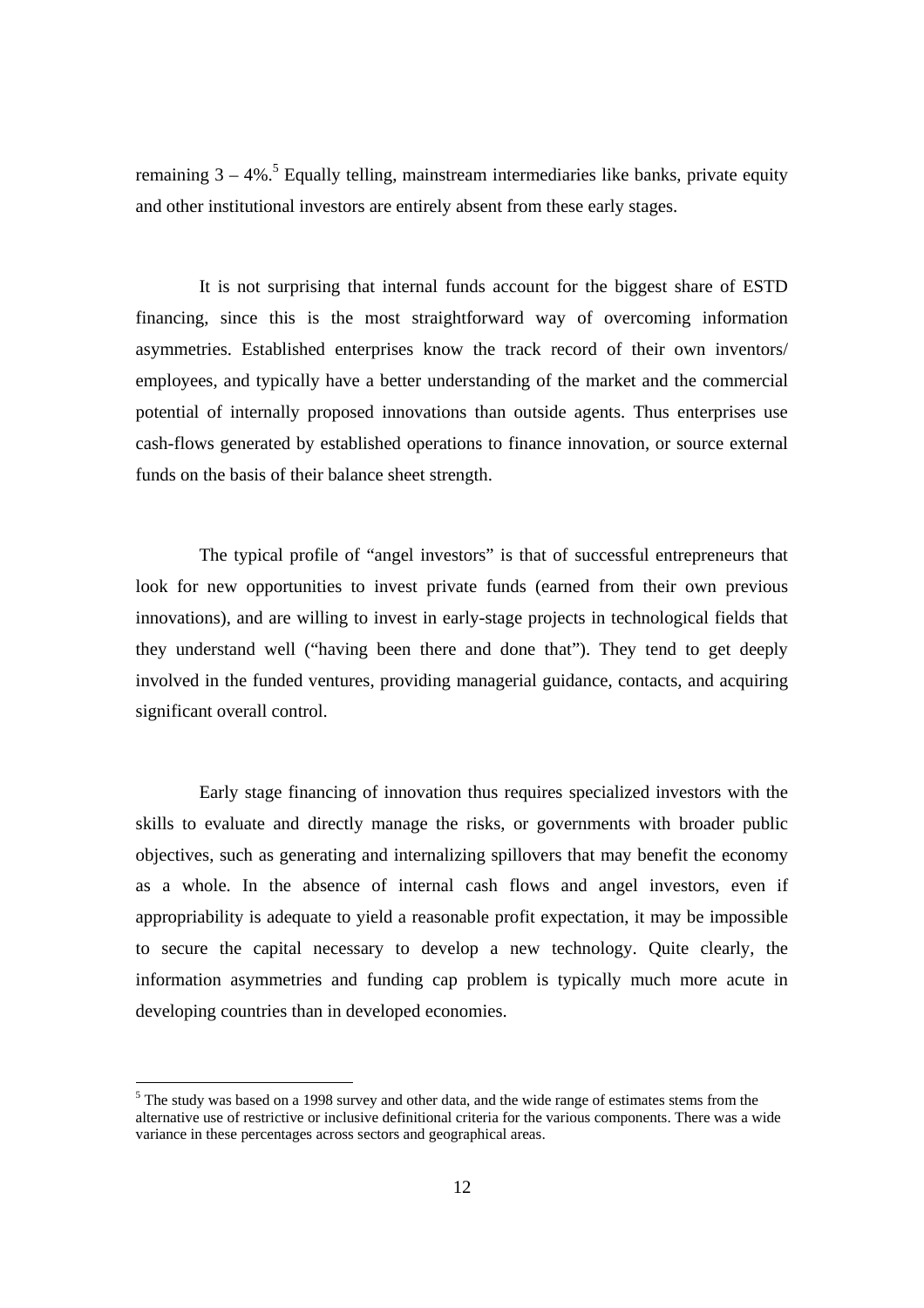remaining 3 – 4%.[5] Equally telling, mainstream intermediaries like banks, private equity and other institutional investors are entirely absent from these early stages.

It is not surprising that internal funds account for the biggest share of ESTD financing, since this is the most straightforward way of overcoming information asymmetries. Established enterprises know the track record of their own inventors/ employees, and typically have a better understanding of the market and the commercial potential of internally proposed innovations than outside agents. Thus enterprises use cash-flows generated by established operations to finance innovation, or source external funds on the basis of their balance sheet strength.

The typical profile of "angel investors" is that of successful entrepreneurs that look for new opportunities to invest private funds (earned from their own previous innovations), and are willing to invest in early-stage projects in technological fields that they understand well ("having been there and done that"). They tend to get deeply involved in the funded ventures, providing managerial guidance, contacts, and acquiring significant overall control.

Early stage financing of innovation thus requires specialized investors with the skills to evaluate and directly manage the risks, or governments with broader public objectives, such as generating and internalizing spillovers that may benefit the economy as a whole. In the absence of internal cash flows and angel investors, even if appropriability is adequate to yield a reasonable profit expectation, it may be impossible to secure the capital necessary to develop a new technology. Quite clearly, the information asymmetries and funding cap problem is typically much more acute in developing countries than in developed economies.

[5] The study was based on a 1998 survey and other data, and the wide range of estimates stems from the alternative use of restrictive or inclusive definitional criteria for the various components. There was a wide variance in these percentages across sectors and geographical areas.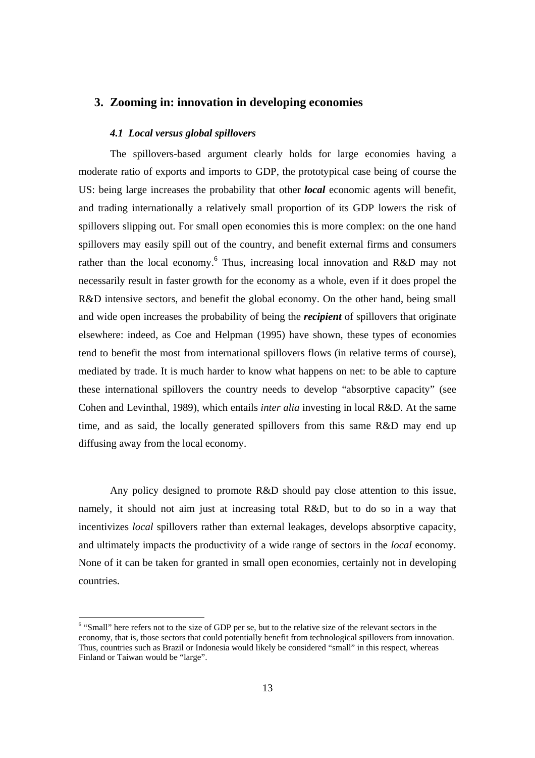## 3. Zooming in: innovation in developing economies

### *4.1 Local versus global spillovers*

The spillovers-based argument clearly holds for large economies having a moderate ratio of exports and imports to GDP, the prototypical case being of course the US: being large increases the probability that other ***local*** economic agents will benefit, and trading internationally a relatively small proportion of its GDP lowers the risk of spillovers slipping out. For small open economies this is more complex: on the one hand spillovers may easily spill out of the country, and benefit external firms and consumers rather than the local economy.[6] Thus, increasing local innovation and R&D may not necessarily result in faster growth for the economy as a whole, even if it does propel the R&D intensive sectors, and benefit the global economy. On the other hand, being small and wide open increases the probability of being the ***recipient*** of spillovers that originate elsewhere: indeed, as Coe and Helpman (1995) have shown, these types of economies tend to benefit the most from international spillovers flows (in relative terms of course), mediated by trade. It is much harder to know what happens on net: to be able to capture these international spillovers the country needs to develop "absorptive capacity" (see Cohen and Levinthal, 1989), which entails *inter alia* investing in local R&D. At the same time, and as said, the locally generated spillovers from this same R&D may end up diffusing away from the local economy.

Any policy designed to promote R&D should pay close attention to this issue, namely, it should not aim just at increasing total R&D, but to do so in a way that incentivizes *local* spillovers rather than external leakages, develops absorptive capacity, and ultimately impacts the productivity of a wide range of sectors in the *local* economy. None of it can be taken for granted in small open economies, certainly not in developing countries.

[6] "Small" here refers not to the size of GDP per se, but to the relative size of the relevant sectors in the economy, that is, those sectors that could potentially benefit from technological spillovers from innovation. Thus, countries such as Brazil or Indonesia would likely be considered "small" in this respect, whereas Finland or Taiwan would be "large".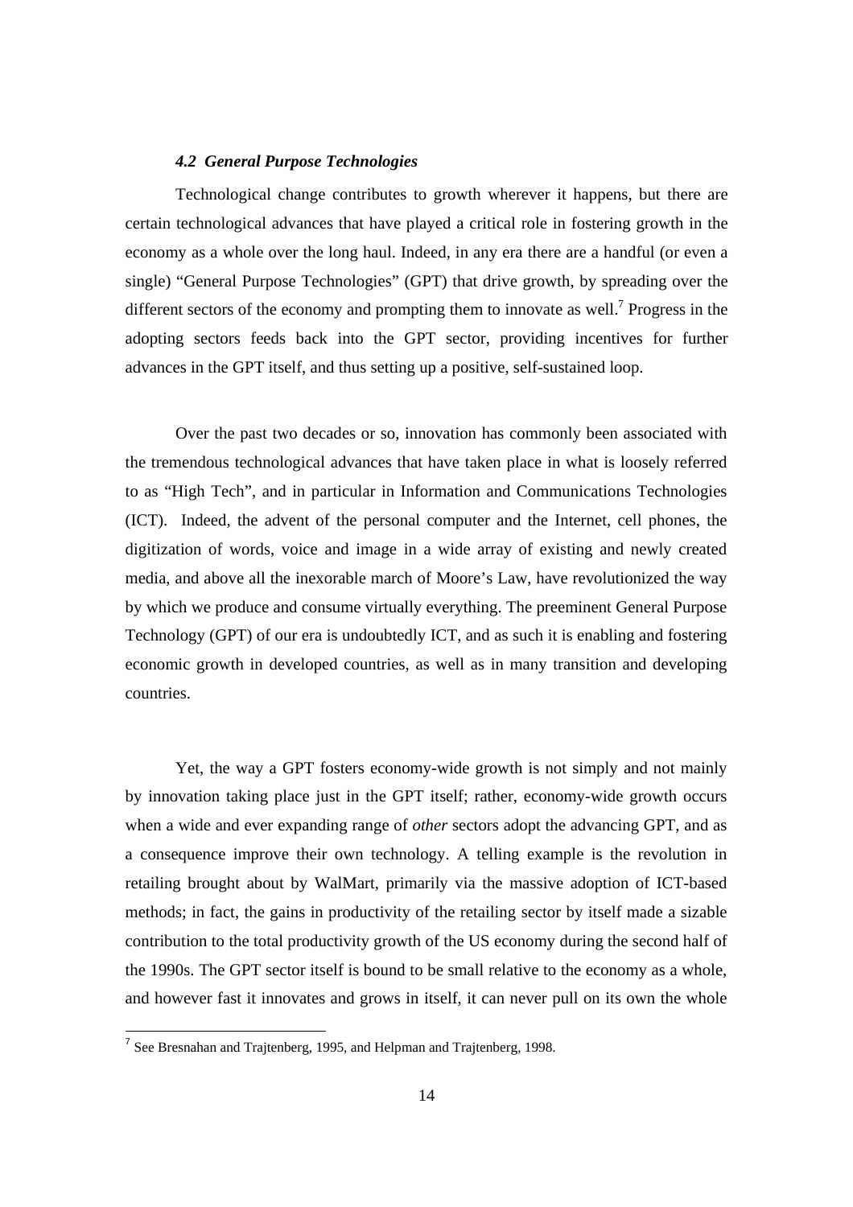### *4.2 General Purpose Technologies*

Technological change contributes to growth wherever it happens, but there are certain technological advances that have played a critical role in fostering growth in the economy as a whole over the long haul. Indeed, in any era there are a handful (or even a single) "General Purpose Technologies" (GPT) that drive growth, by spreading over the different sectors of the economy and prompting them to innovate as well.[7] Progress in the adopting sectors feeds back into the GPT sector, providing incentives for further advances in the GPT itself, and thus setting up a positive, self-sustained loop.

Over the past two decades or so, innovation has commonly been associated with the tremendous technological advances that have taken place in what is loosely referred to as "High Tech", and in particular in Information and Communications Technologies (ICT). Indeed, the advent of the personal computer and the Internet, cell phones, the digitization of words, voice and image in a wide array of existing and newly created media, and above all the inexorable march of Moore's Law, have revolutionized the way by which we produce and consume virtually everything. The preeminent General Purpose Technology (GPT) of our era is undoubtedly ICT, and as such it is enabling and fostering economic growth in developed countries, as well as in many transition and developing countries.

Yet, the way a GPT fosters economy-wide growth is not simply and not mainly by innovation taking place just in the GPT itself; rather, economy-wide growth occurs when a wide and ever expanding range of *other* sectors adopt the advancing GPT, and as a consequence improve their own technology. A telling example is the revolution in retailing brought about by WalMart, primarily via the massive adoption of ICT-based methods; in fact, the gains in productivity of the retailing sector by itself made a sizable contribution to the total productivity growth of the US economy during the second half of the 1990s. The GPT sector itself is bound to be small relative to the economy as a whole, and however fast it innovates and grows in itself, it can never pull on its own the whole

[7] See Bresnahan and Trajtenberg, 1995, and Helpman and Trajtenberg, 1998.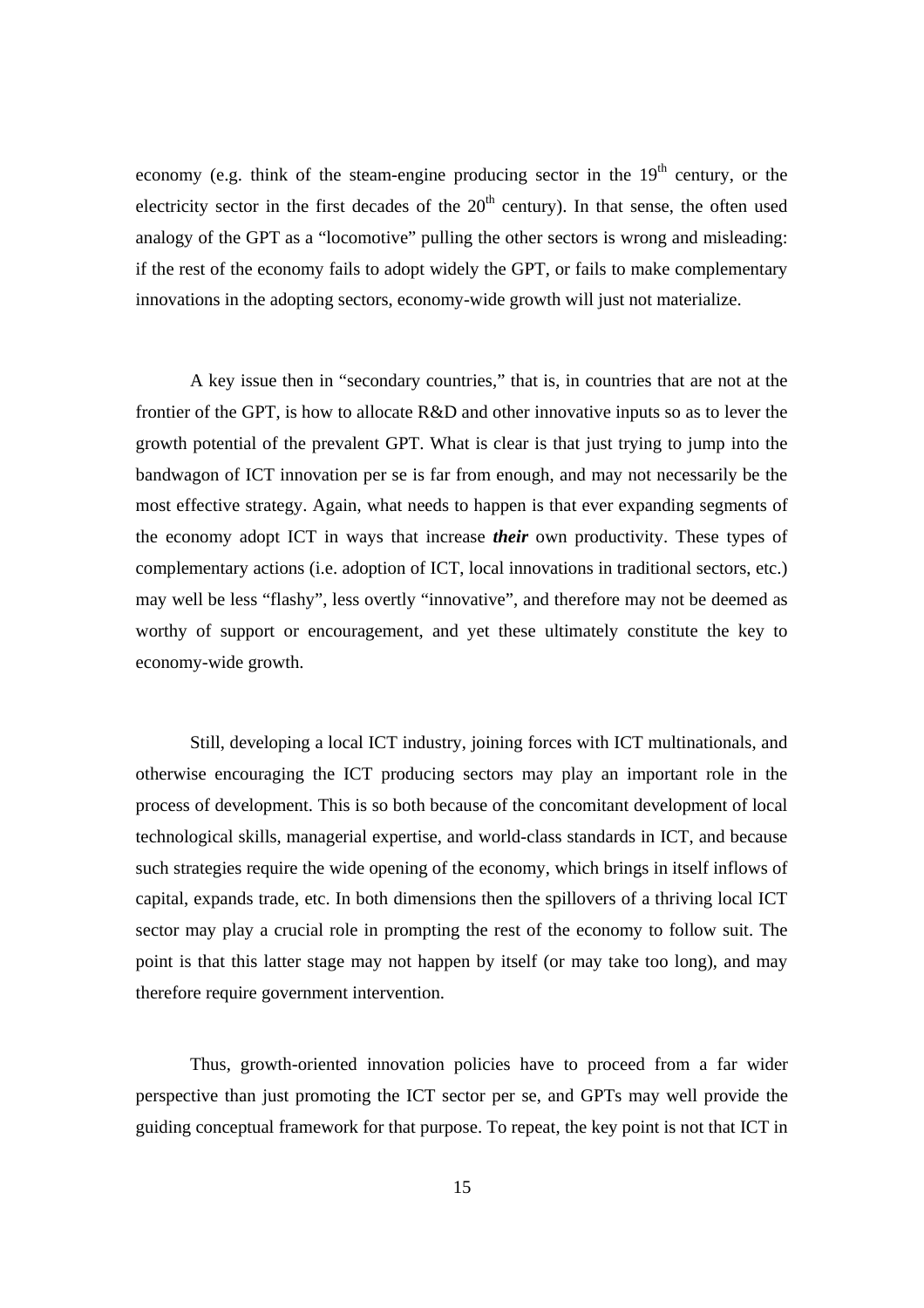economy (e.g. think of the steam-engine producing sector in the 19th century, or the electricity sector in the first decades of the 20th century). In that sense, the often used analogy of the GPT as a "locomotive" pulling the other sectors is wrong and misleading: if the rest of the economy fails to adopt widely the GPT, or fails to make complementary innovations in the adopting sectors, economy-wide growth will just not materialize.

A key issue then in "secondary countries," that is, in countries that are not at the frontier of the GPT, is how to allocate R&D and other innovative inputs so as to lever the growth potential of the prevalent GPT. What is clear is that just trying to jump into the bandwagon of ICT innovation per se is far from enough, and may not necessarily be the most effective strategy. Again, what needs to happen is that ever expanding segments of the economy adopt ICT in ways that increase ***their*** own productivity. These types of complementary actions (i.e. adoption of ICT, local innovations in traditional sectors, etc.) may well be less "flashy", less overtly "innovative", and therefore may not be deemed as worthy of support or encouragement, and yet these ultimately constitute the key to economy-wide growth.

Still, developing a local ICT industry, joining forces with ICT multinationals, and otherwise encouraging the ICT producing sectors may play an important role in the process of development. This is so both because of the concomitant development of local technological skills, managerial expertise, and world-class standards in ICT, and because such strategies require the wide opening of the economy, which brings in itself inflows of capital, expands trade, etc. In both dimensions then the spillovers of a thriving local ICT sector may play a crucial role in prompting the rest of the economy to follow suit. The point is that this latter stage may not happen by itself (or may take too long), and may therefore require government intervention.

Thus, growth-oriented innovation policies have to proceed from a far wider perspective than just promoting the ICT sector per se, and GPTs may well provide the guiding conceptual framework for that purpose. To repeat, the key point is not that ICT in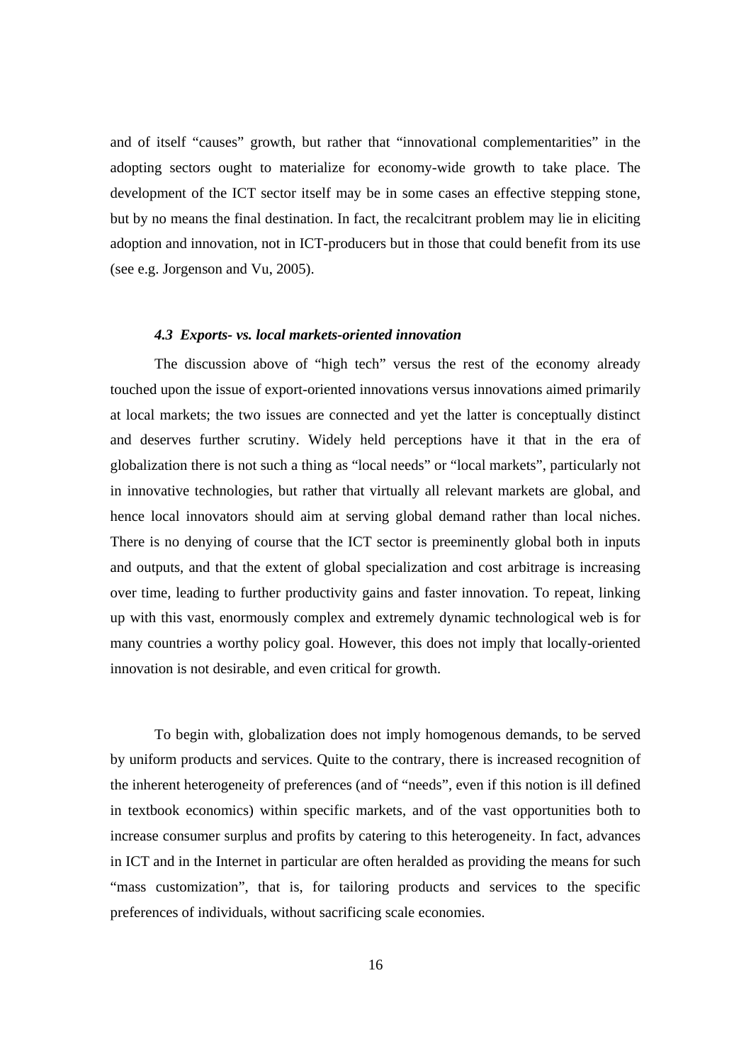and of itself "causes" growth, but rather that "innovational complementarities" in the adopting sectors ought to materialize for economy-wide growth to take place. The development of the ICT sector itself may be in some cases an effective stepping stone, but by no means the final destination. In fact, the recalcitrant problem may lie in eliciting adoption and innovation, not in ICT-producers but in those that could benefit from its use (see e.g. Jorgenson and Vu, 2005).

### *4.3 Exports- vs. local markets-oriented innovation*

The discussion above of "high tech" versus the rest of the economy already touched upon the issue of export-oriented innovations versus innovations aimed primarily at local markets; the two issues are connected and yet the latter is conceptually distinct and deserves further scrutiny. Widely held perceptions have it that in the era of globalization there is not such a thing as "local needs" or "local markets", particularly not in innovative technologies, but rather that virtually all relevant markets are global, and hence local innovators should aim at serving global demand rather than local niches. There is no denying of course that the ICT sector is preeminently global both in inputs and outputs, and that the extent of global specialization and cost arbitrage is increasing over time, leading to further productivity gains and faster innovation. To repeat, linking up with this vast, enormously complex and extremely dynamic technological web is for many countries a worthy policy goal. However, this does not imply that locally-oriented innovation is not desirable, and even critical for growth.

To begin with, globalization does not imply homogenous demands, to be served by uniform products and services. Quite to the contrary, there is increased recognition of the inherent heterogeneity of preferences (and of "needs", even if this notion is ill defined in textbook economics) within specific markets, and of the vast opportunities both to increase consumer surplus and profits by catering to this heterogeneity. In fact, advances in ICT and in the Internet in particular are often heralded as providing the means for such "mass customization", that is, for tailoring products and services to the specific preferences of individuals, without sacrificing scale economies.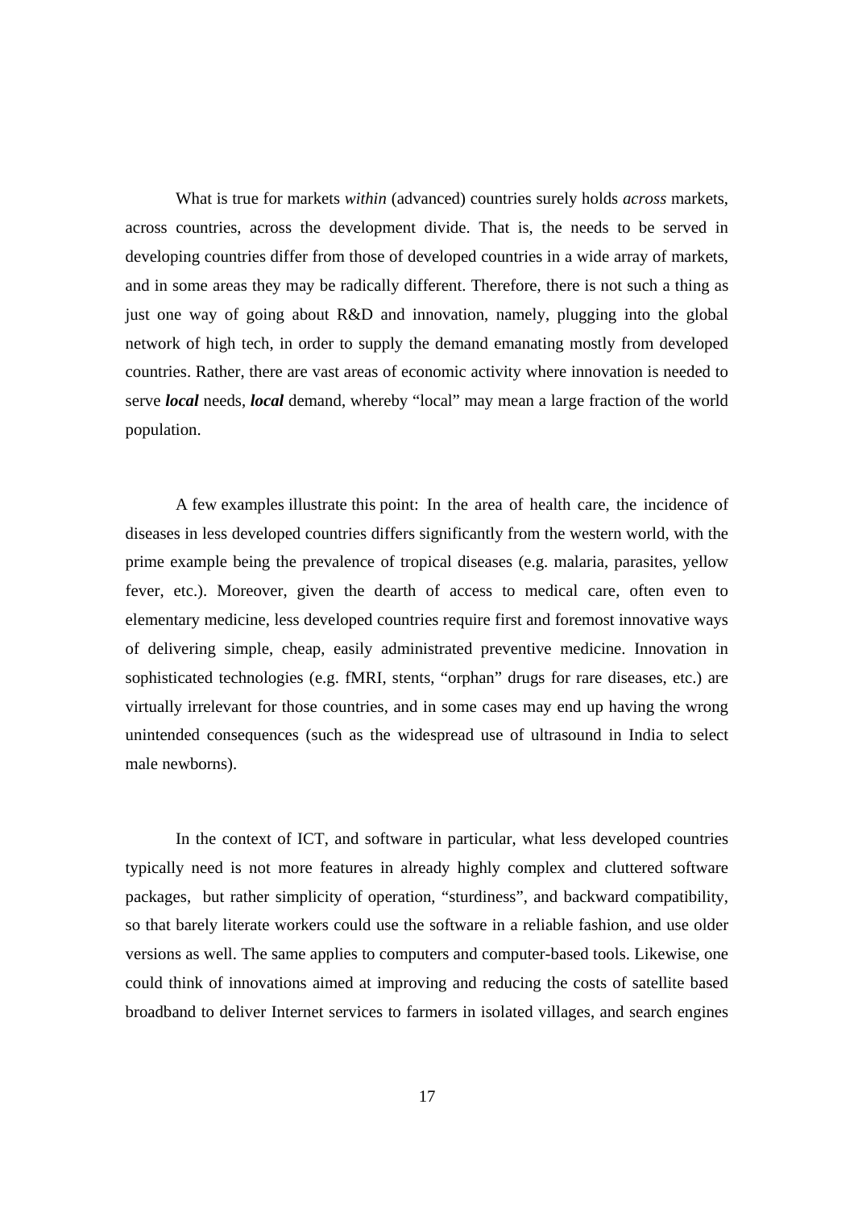What is true for markets *within* (advanced) countries surely holds *across* markets, across countries, across the development divide. That is, the needs to be served in developing countries differ from those of developed countries in a wide array of markets, and in some areas they may be radically different. Therefore, there is not such a thing as just one way of going about R&D and innovation, namely, plugging into the global network of high tech, in order to supply the demand emanating mostly from developed countries. Rather, there are vast areas of economic activity where innovation is needed to serve ***local*** needs, ***local*** demand, whereby "local" may mean a large fraction of the world population.

A few examples illustrate this point: In the area of health care, the incidence of diseases in less developed countries differs significantly from the western world, with the prime example being the prevalence of tropical diseases (e.g. malaria, parasites, yellow fever, etc.). Moreover, given the dearth of access to medical care, often even to elementary medicine, less developed countries require first and foremost innovative ways of delivering simple, cheap, easily administrated preventive medicine. Innovation in sophisticated technologies (e.g. fMRI, stents, "orphan" drugs for rare diseases, etc.) are virtually irrelevant for those countries, and in some cases may end up having the wrong unintended consequences (such as the widespread use of ultrasound in India to select male newborns).

In the context of ICT, and software in particular, what less developed countries typically need is not more features in already highly complex and cluttered software packages, but rather simplicity of operation, "sturdiness", and backward compatibility, so that barely literate workers could use the software in a reliable fashion, and use older versions as well. The same applies to computers and computer-based tools. Likewise, one could think of innovations aimed at improving and reducing the costs of satellite based broadband to deliver Internet services to farmers in isolated villages, and search engines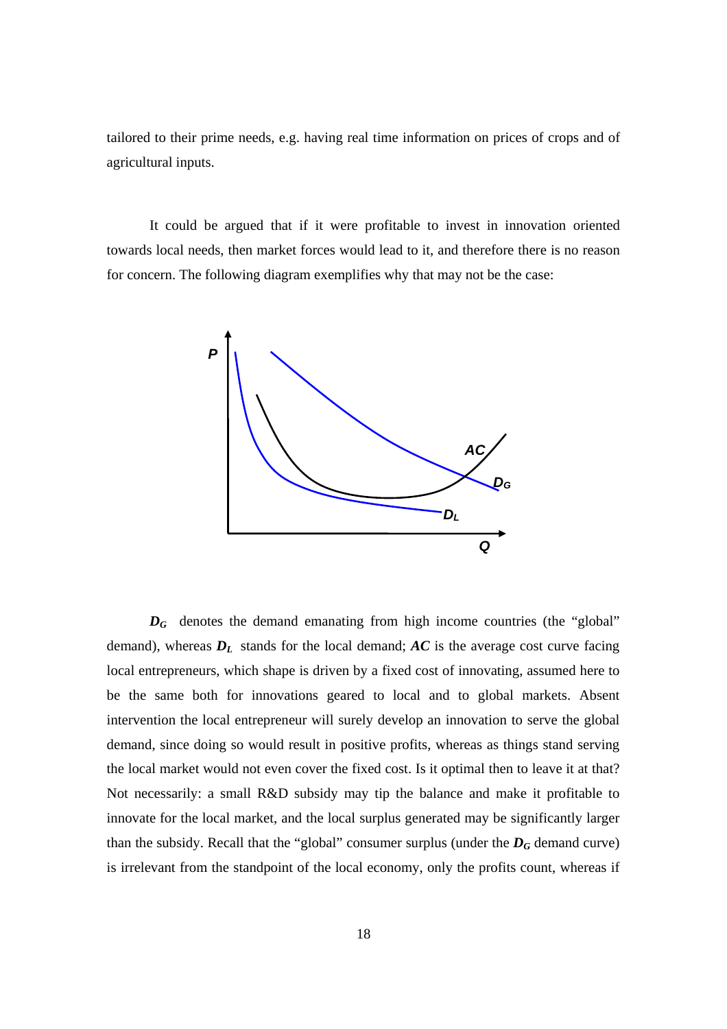tailored to their prime needs, e.g. having real time information on prices of crops and of agricultural inputs.

It could be argued that if it were profitable to invest in innovation oriented towards local needs, then market forces would lead to it, and therefore there is no reason for concern. The following diagram exemplifies why that may not be the case:

$D_G$ denotes the demand emanating from high income countries (the "global" demand), whereas $D_L$ stands for the local demand; $AC$ is the average cost curve facing local entrepreneurs, which shape is driven by a fixed cost of innovating, assumed here to be the same both for innovations geared to local and to global markets. Absent intervention the local entrepreneur will surely develop an innovation to serve the global demand, since doing so would result in positive profits, whereas as things stand serving the local market would not even cover the fixed cost. Is it optimal then to leave it at that? Not necessarily: a small R&D subsidy may tip the balance and make it profitable to innovate for the local market, and the local surplus generated may be significantly larger than the subsidy. Recall that the "global" consumer surplus (under the $D_G$ demand curve) is irrelevant from the standpoint of the local economy, only the profits count, whereas if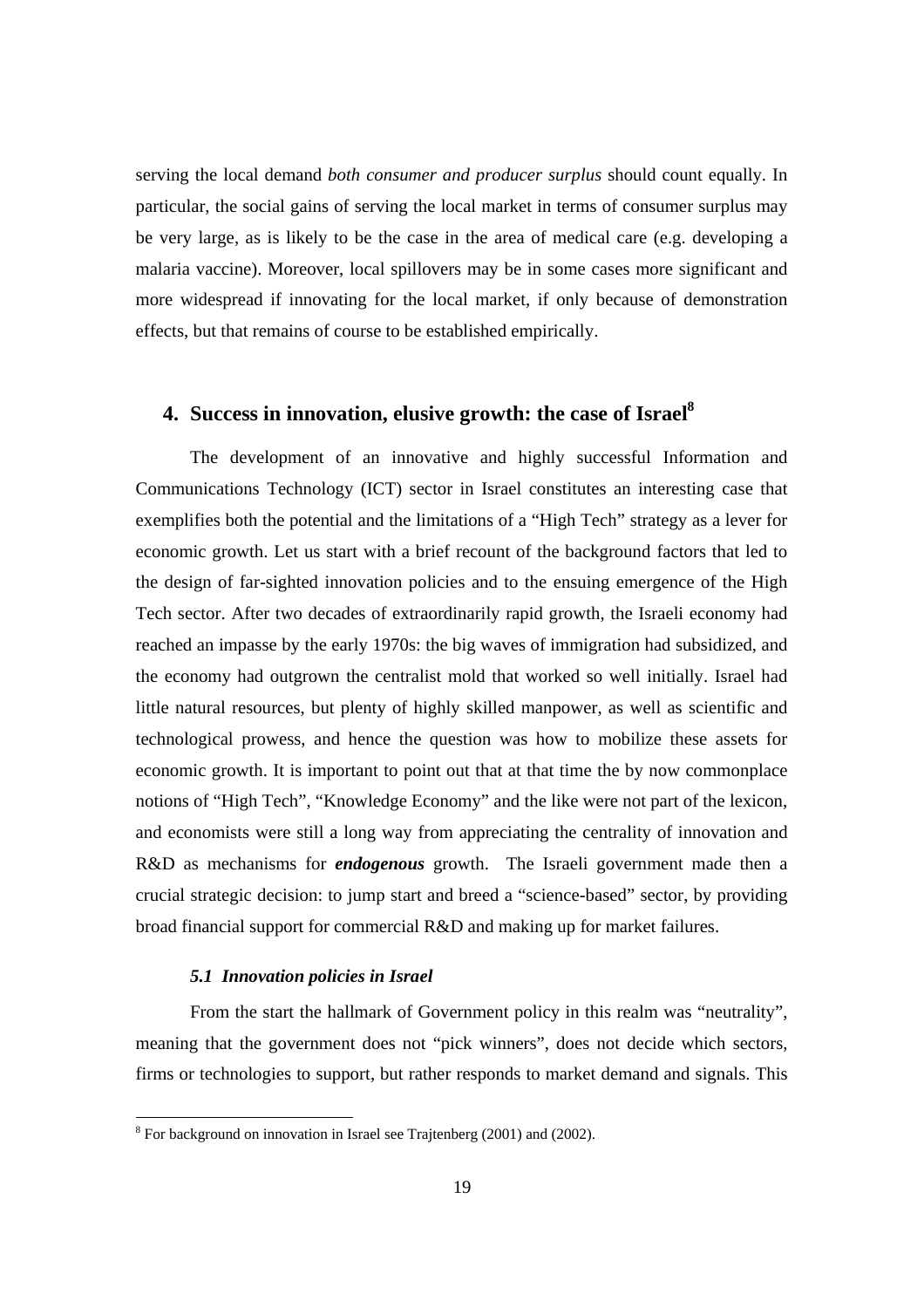serving the local demand *both consumer and producer surplus* should count equally. In particular, the social gains of serving the local market in terms of consumer surplus may be very large, as is likely to be the case in the area of medical care (e.g. developing a malaria vaccine). Moreover, local spillovers may be in some cases more significant and more widespread if innovating for the local market, if only because of demonstration effects, but that remains of course to be established empirically.

## 4. Success in innovation, elusive growth: the case of Israel[8]

The development of an innovative and highly successful Information and Communications Technology (ICT) sector in Israel constitutes an interesting case that exemplifies both the potential and the limitations of a "High Tech" strategy as a lever for economic growth. Let us start with a brief recount of the background factors that led to the design of far-sighted innovation policies and to the ensuing emergence of the High Tech sector. After two decades of extraordinarily rapid growth, the Israeli economy had reached an impasse by the early 1970s: the big waves of immigration had subsidized, and the economy had outgrown the centralist mold that worked so well initially. Israel had little natural resources, but plenty of highly skilled manpower, as well as scientific and technological prowess, and hence the question was how to mobilize these assets for economic growth. It is important to point out that at that time the by now commonplace notions of "High Tech", "Knowledge Economy" and the like were not part of the lexicon, and economists were still a long way from appreciating the centrality of innovation and R&D as mechanisms for ***endogenous*** growth. The Israeli government made then a crucial strategic decision: to jump start and breed a "science-based" sector, by providing broad financial support for commercial R&D and making up for market failures.

### *5.1 Innovation policies in Israel*

From the start the hallmark of Government policy in this realm was "neutrality", meaning that the government does not "pick winners", does not decide which sectors, firms or technologies to support, but rather responds to market demand and signals. This

[8] For background on innovation in Israel see Trajtenberg (2001) and (2002).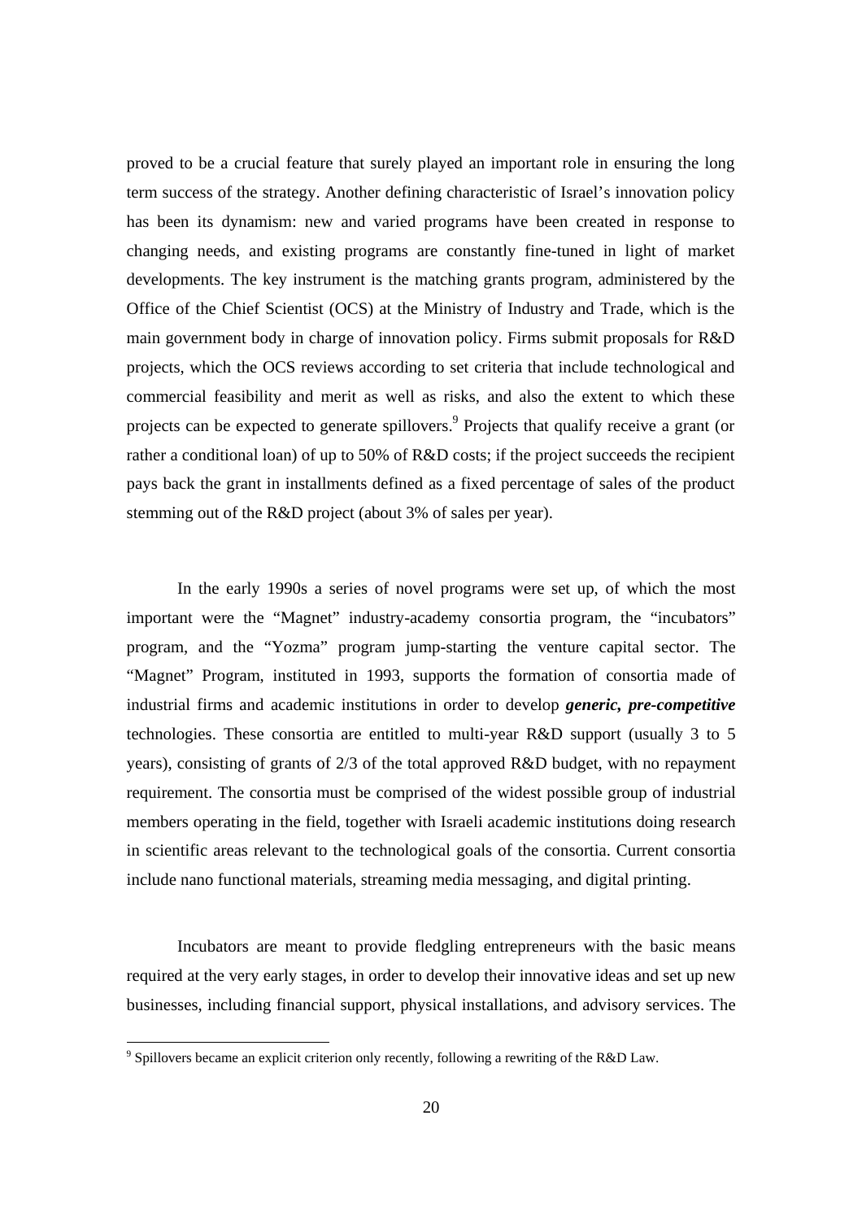proved to be a crucial feature that surely played an important role in ensuring the long term success of the strategy. Another defining characteristic of Israel's innovation policy has been its dynamism: new and varied programs have been created in response to changing needs, and existing programs are constantly fine-tuned in light of market developments. The key instrument is the matching grants program, administered by the Office of the Chief Scientist (OCS) at the Ministry of Industry and Trade, which is the main government body in charge of innovation policy. Firms submit proposals for R&D projects, which the OCS reviews according to set criteria that include technological and commercial feasibility and merit as well as risks, and also the extent to which these projects can be expected to generate spillovers.[9] Projects that qualify receive a grant (or rather a conditional loan) of up to 50% of R&D costs; if the project succeeds the recipient pays back the grant in installments defined as a fixed percentage of sales of the product stemming out of the R&D project (about 3% of sales per year).

In the early 1990s a series of novel programs were set up, of which the most important were the "Magnet" industry-academy consortia program, the "incubators" program, and the "Yozma" program jump-starting the venture capital sector. The "Magnet" Program, instituted in 1993, supports the formation of consortia made of industrial firms and academic institutions in order to develop ***generic, pre-competitive*** technologies. These consortia are entitled to multi-year R&D support (usually 3 to 5 years), consisting of grants of 2/3 of the total approved R&D budget, with no repayment requirement. The consortia must be comprised of the widest possible group of industrial members operating in the field, together with Israeli academic institutions doing research in scientific areas relevant to the technological goals of the consortia. Current consortia include nano functional materials, streaming media messaging, and digital printing.

Incubators are meant to provide fledgling entrepreneurs with the basic means required at the very early stages, in order to develop their innovative ideas and set up new businesses, including financial support, physical installations, and advisory services. The

[9] Spillovers became an explicit criterion only recently, following a rewriting of the R&D Law.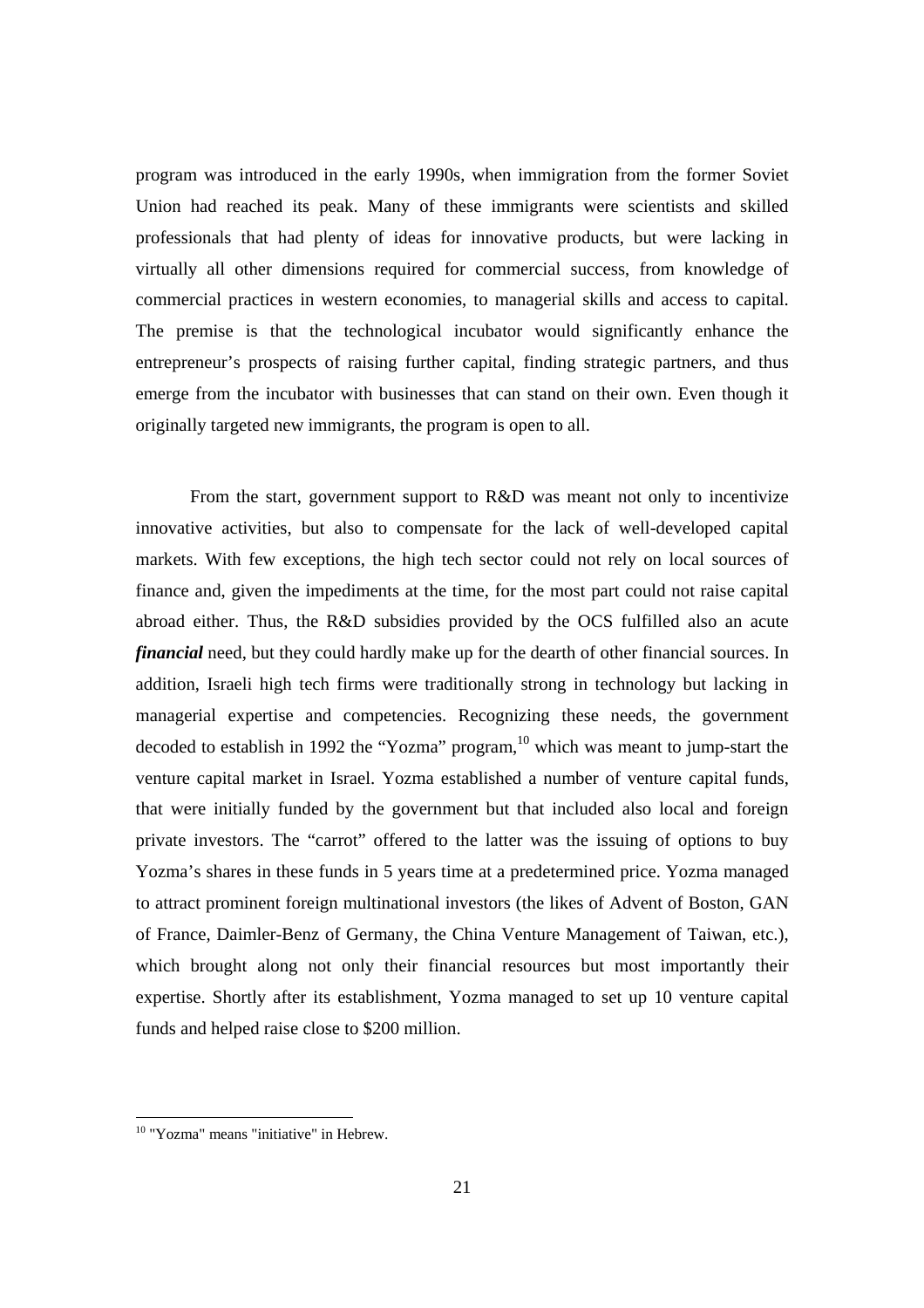program was introduced in the early 1990s, when immigration from the former Soviet Union had reached its peak. Many of these immigrants were scientists and skilled professionals that had plenty of ideas for innovative products, but were lacking in virtually all other dimensions required for commercial success, from knowledge of commercial practices in western economies, to managerial skills and access to capital. The premise is that the technological incubator would significantly enhance the entrepreneur's prospects of raising further capital, finding strategic partners, and thus emerge from the incubator with businesses that can stand on their own. Even though it originally targeted new immigrants, the program is open to all.

From the start, government support to R&D was meant not only to incentivize innovative activities, but also to compensate for the lack of well-developed capital markets. With few exceptions, the high tech sector could not rely on local sources of finance and, given the impediments at the time, for the most part could not raise capital abroad either. Thus, the R&D subsidies provided by the OCS fulfilled also an acute ***financial*** need, but they could hardly make up for the dearth of other financial sources. In addition, Israeli high tech firms were traditionally strong in technology but lacking in managerial expertise and competencies. Recognizing these needs, the government decoded to establish in 1992 the "Yozma" program,[10] which was meant to jump-start the venture capital market in Israel. Yozma established a number of venture capital funds, that were initially funded by the government but that included also local and foreign private investors. The "carrot" offered to the latter was the issuing of options to buy Yozma's shares in these funds in 5 years time at a predetermined price. Yozma managed to attract prominent foreign multinational investors (the likes of Advent of Boston, GAN of France, Daimler-Benz of Germany, the China Venture Management of Taiwan, etc.), which brought along not only their financial resources but most importantly their expertise. Shortly after its establishment, Yozma managed to set up 10 venture capital funds and helped raise close to $200 million.

[10] "Yozma" means "initiative" in Hebrew.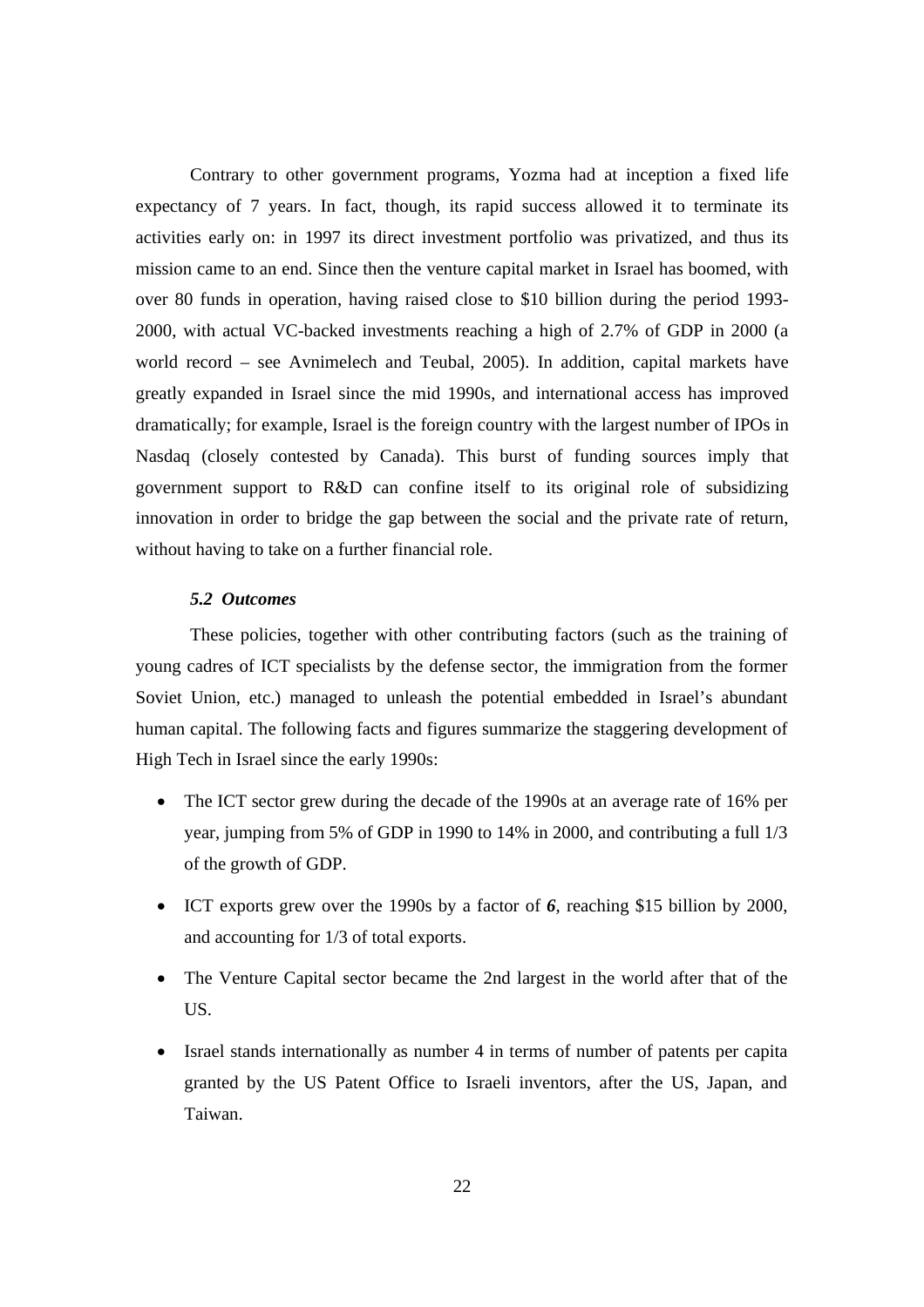Contrary to other government programs, Yozma had at inception a fixed life expectancy of 7 years. In fact, though, its rapid success allowed it to terminate its activities early on: in 1997 its direct investment portfolio was privatized, and thus its mission came to an end. Since then the venture capital market in Israel has boomed, with over 80 funds in operation, having raised close to $10 billion during the period 1993-2000, with actual VC-backed investments reaching a high of 2.7% of GDP in 2000 (a world record – see Avnimelech and Teubal, 2005). In addition, capital markets have greatly expanded in Israel since the mid 1990s, and international access has improved dramatically; for example, Israel is the foreign country with the largest number of IPOs in Nasdaq (closely contested by Canada). This burst of funding sources imply that government support to R&D can confine itself to its original role of subsidizing innovation in order to bridge the gap between the social and the private rate of return, without having to take on a further financial role.

### *5.2 Outcomes*

These policies, together with other contributing factors (such as the training of young cadres of ICT specialists by the defense sector, the immigration from the former Soviet Union, etc.) managed to unleash the potential embedded in Israel's abundant human capital. The following facts and figures summarize the staggering development of High Tech in Israel since the early 1990s:

- The ICT sector grew during the decade of the 1990s at an average rate of 16% per year, jumping from 5% of GDP in 1990 to 14% in 2000, and contributing a full 1/3 of the growth of GDP.
- ICT exports grew over the 1990s by a factor of ***6***, reaching $15 billion by 2000, and accounting for 1/3 of total exports.
- The Venture Capital sector became the 2nd largest in the world after that of the US.
- Israel stands internationally as number 4 in terms of number of patents per capita granted by the US Patent Office to Israeli inventors, after the US, Japan, and Taiwan.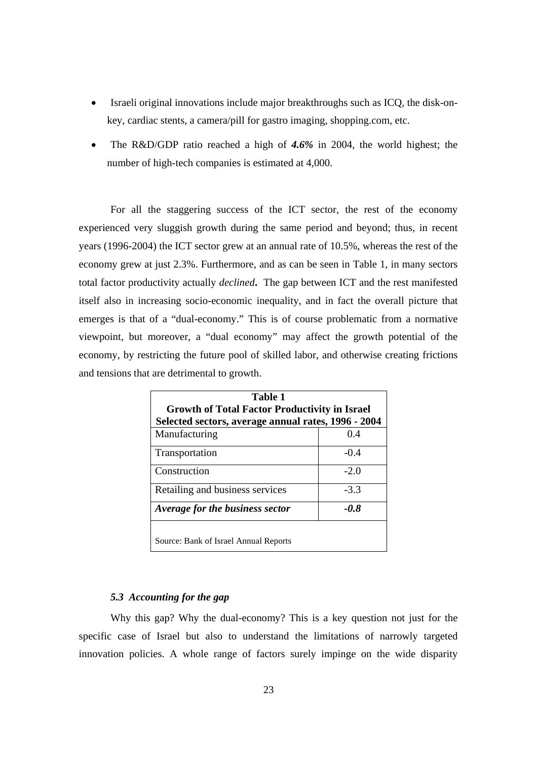- Israeli original innovations include major breakthroughs such as ICQ, the disk-on-key, cardiac stents, a camera/pill for gastro imaging, shopping.com, etc.
- The R&D/GDP ratio reached a high of ***4.6%*** in 2004, the world highest; the number of high-tech companies is estimated at 4,000.

For all the staggering success of the ICT sector, the rest of the economy experienced very sluggish growth during the same period and beyond; thus, in recent years (1996-2004) the ICT sector grew at an annual rate of 10.5%, whereas the rest of the economy grew at just 2.3%. Furthermore, and as can be seen in Table 1, in many sectors total factor productivity actually *declined***.** The gap between ICT and the rest manifested itself also in increasing socio-economic inequality, and in fact the overall picture that emerges is that of a "dual-economy." This is of course problematic from a normative viewpoint, but moreover, a "dual economy" may affect the growth potential of the economy, by restricting the future pool of skilled labor, and otherwise creating frictions and tensions that are detrimental to growth.

**Table 1**
**Growth of Total Factor Productivity in Israel**
**Selected sectors, average annual rates, 1996 - 2004**

| Sector | Rate |
|---|---|
| Manufacturing | 0.4 |
| Transportation | -0.4 |
| Construction | -2.0 |
| Retailing and business services | -3.3 |
| ***Average for the business sector*** | ***-0.8*** |

Source: Bank of Israel Annual Reports

### *5.3 Accounting for the gap*

Why this gap? Why the dual-economy? This is a key question not just for the specific case of Israel but also to understand the limitations of narrowly targeted innovation policies. A whole range of factors surely impinge on the wide disparity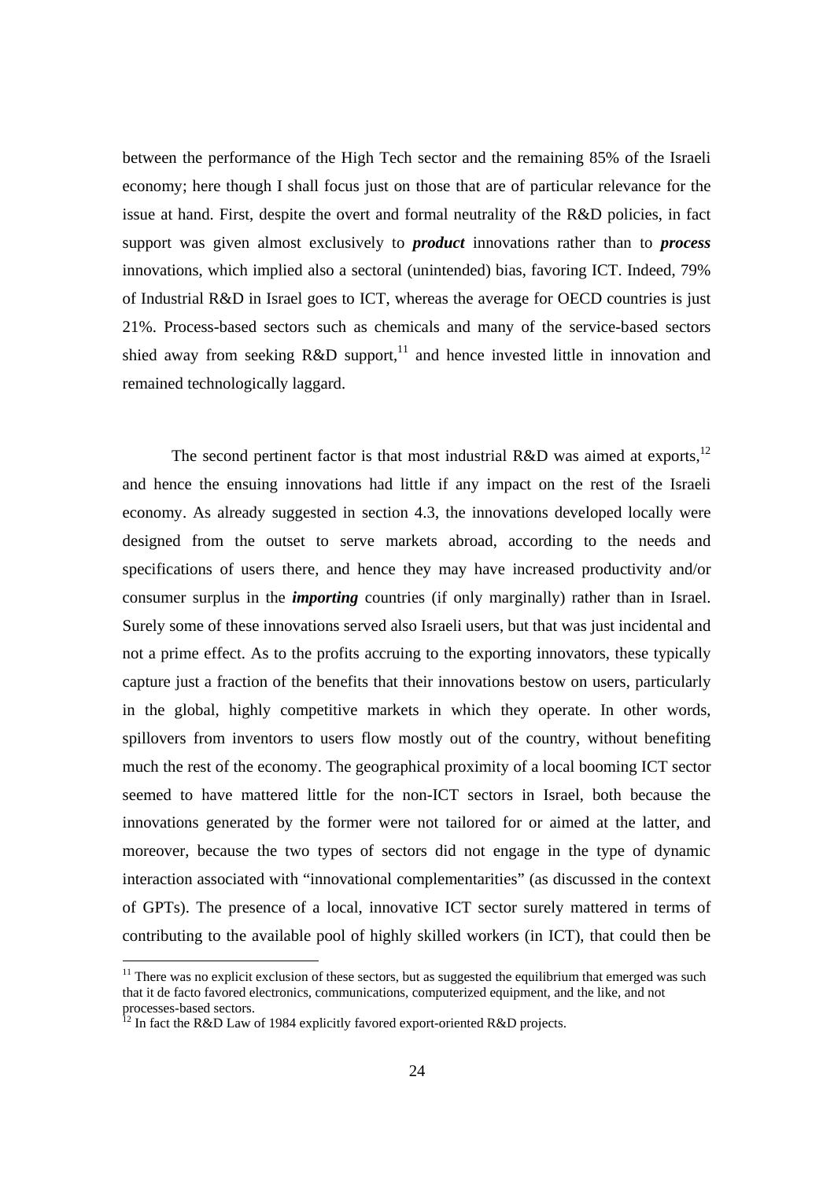between the performance of the High Tech sector and the remaining 85% of the Israeli economy; here though I shall focus just on those that are of particular relevance for the issue at hand. First, despite the overt and formal neutrality of the R&D policies, in fact support was given almost exclusively to ***product*** innovations rather than to ***process*** innovations, which implied also a sectoral (unintended) bias, favoring ICT. Indeed, 79% of Industrial R&D in Israel goes to ICT, whereas the average for OECD countries is just 21%. Process-based sectors such as chemicals and many of the service-based sectors shied away from seeking R&D support,[11] and hence invested little in innovation and remained technologically laggard.

The second pertinent factor is that most industrial R&D was aimed at exports,[12] and hence the ensuing innovations had little if any impact on the rest of the Israeli economy. As already suggested in section 4.3, the innovations developed locally were designed from the outset to serve markets abroad, according to the needs and specifications of users there, and hence they may have increased productivity and/or consumer surplus in the ***importing*** countries (if only marginally) rather than in Israel. Surely some of these innovations served also Israeli users, but that was just incidental and not a prime effect. As to the profits accruing to the exporting innovators, these typically capture just a fraction of the benefits that their innovations bestow on users, particularly in the global, highly competitive markets in which they operate. In other words, spillovers from inventors to users flow mostly out of the country, without benefiting much the rest of the economy. The geographical proximity of a local booming ICT sector seemed to have mattered little for the non-ICT sectors in Israel, both because the innovations generated by the former were not tailored for or aimed at the latter, and moreover, because the two types of sectors did not engage in the type of dynamic interaction associated with "innovational complementarities" (as discussed in the context of GPTs). The presence of a local, innovative ICT sector surely mattered in terms of contributing to the available pool of highly skilled workers (in ICT), that could then be

[11] There was no explicit exclusion of these sectors, but as suggested the equilibrium that emerged was such that it de facto favored electronics, communications, computerized equipment, and the like, and not processes-based sectors.

[12] In fact the R&D Law of 1984 explicitly favored export-oriented R&D projects.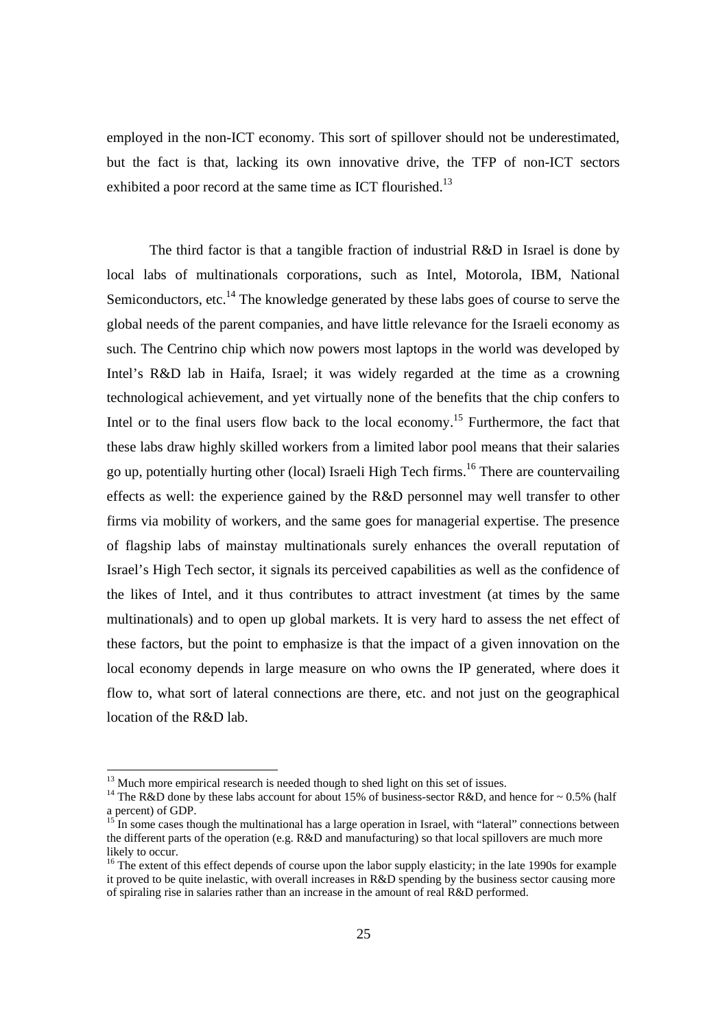employed in the non-ICT economy. This sort of spillover should not be underestimated, but the fact is that, lacking its own innovative drive, the TFP of non-ICT sectors exhibited a poor record at the same time as ICT flourished.[13]

The third factor is that a tangible fraction of industrial R&D in Israel is done by local labs of multinationals corporations, such as Intel, Motorola, IBM, National Semiconductors, etc.[14] The knowledge generated by these labs goes of course to serve the global needs of the parent companies, and have little relevance for the Israeli economy as such. The Centrino chip which now powers most laptops in the world was developed by Intel's R&D lab in Haifa, Israel; it was widely regarded at the time as a crowning technological achievement, and yet virtually none of the benefits that the chip confers to Intel or to the final users flow back to the local economy.[15] Furthermore, the fact that these labs draw highly skilled workers from a limited labor pool means that their salaries go up, potentially hurting other (local) Israeli High Tech firms.[16] There are countervailing effects as well: the experience gained by the R&D personnel may well transfer to other firms via mobility of workers, and the same goes for managerial expertise. The presence of flagship labs of mainstay multinationals surely enhances the overall reputation of Israel's High Tech sector, it signals its perceived capabilities as well as the confidence of the likes of Intel, and it thus contributes to attract investment (at times by the same multinationals) and to open up global markets. It is very hard to assess the net effect of these factors, but the point to emphasize is that the impact of a given innovation on the local economy depends in large measure on who owns the IP generated, where does it flow to, what sort of lateral connections are there, etc. and not just on the geographical location of the R&D lab.

---

[13] Much more empirical research is needed though to shed light on this set of issues.

[14] The R&D done by these labs account for about 15% of business-sector R&D, and hence for ~ 0.5% (half a percent) of GDP.

[15] In some cases though the multinational has a large operation in Israel, with "lateral" connections between the different parts of the operation (e.g. R&D and manufacturing) so that local spillovers are much more likely to occur.

[16] The extent of this effect depends of course upon the labor supply elasticity; in the late 1990s for example it proved to be quite inelastic, with overall increases in R&D spending by the business sector causing more of spiraling rise in salaries rather than an increase in the amount of real R&D performed.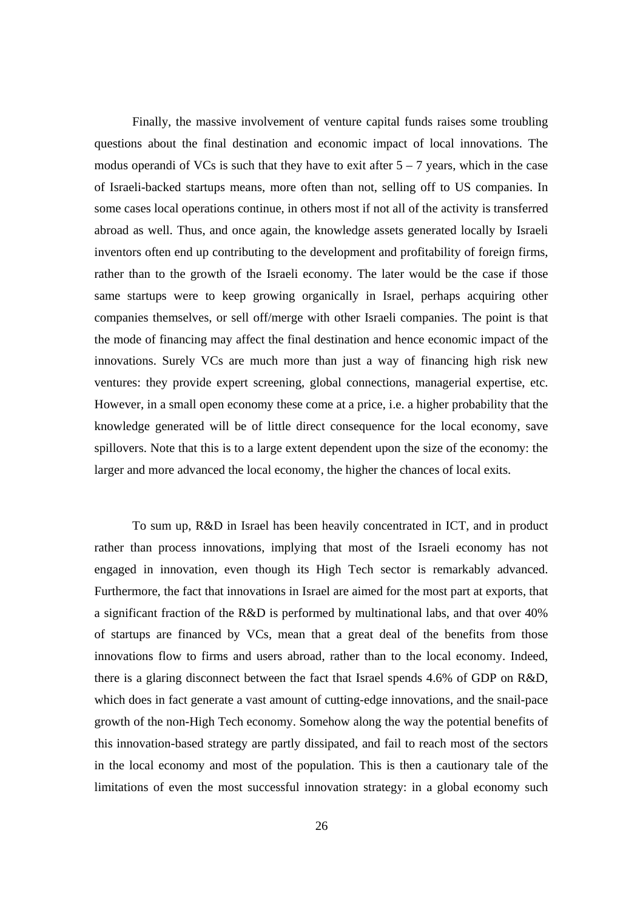Finally, the massive involvement of venture capital funds raises some troubling questions about the final destination and economic impact of local innovations. The modus operandi of VCs is such that they have to exit after 5 – 7 years, which in the case of Israeli-backed startups means, more often than not, selling off to US companies. In some cases local operations continue, in others most if not all of the activity is transferred abroad as well. Thus, and once again, the knowledge assets generated locally by Israeli inventors often end up contributing to the development and profitability of foreign firms, rather than to the growth of the Israeli economy. The later would be the case if those same startups were to keep growing organically in Israel, perhaps acquiring other companies themselves, or sell off/merge with other Israeli companies. The point is that the mode of financing may affect the final destination and hence economic impact of the innovations. Surely VCs are much more than just a way of financing high risk new ventures: they provide expert screening, global connections, managerial expertise, etc. However, in a small open economy these come at a price, i.e. a higher probability that the knowledge generated will be of little direct consequence for the local economy, save spillovers. Note that this is to a large extent dependent upon the size of the economy: the larger and more advanced the local economy, the higher the chances of local exits.

To sum up, R&D in Israel has been heavily concentrated in ICT, and in product rather than process innovations, implying that most of the Israeli economy has not engaged in innovation, even though its High Tech sector is remarkably advanced. Furthermore, the fact that innovations in Israel are aimed for the most part at exports, that a significant fraction of the R&D is performed by multinational labs, and that over 40% of startups are financed by VCs, mean that a great deal of the benefits from those innovations flow to firms and users abroad, rather than to the local economy. Indeed, there is a glaring disconnect between the fact that Israel spends 4.6% of GDP on R&D, which does in fact generate a vast amount of cutting-edge innovations, and the snail-pace growth of the non-High Tech economy. Somehow along the way the potential benefits of this innovation-based strategy are partly dissipated, and fail to reach most of the sectors in the local economy and most of the population. This is then a cautionary tale of the limitations of even the most successful innovation strategy: in a global economy such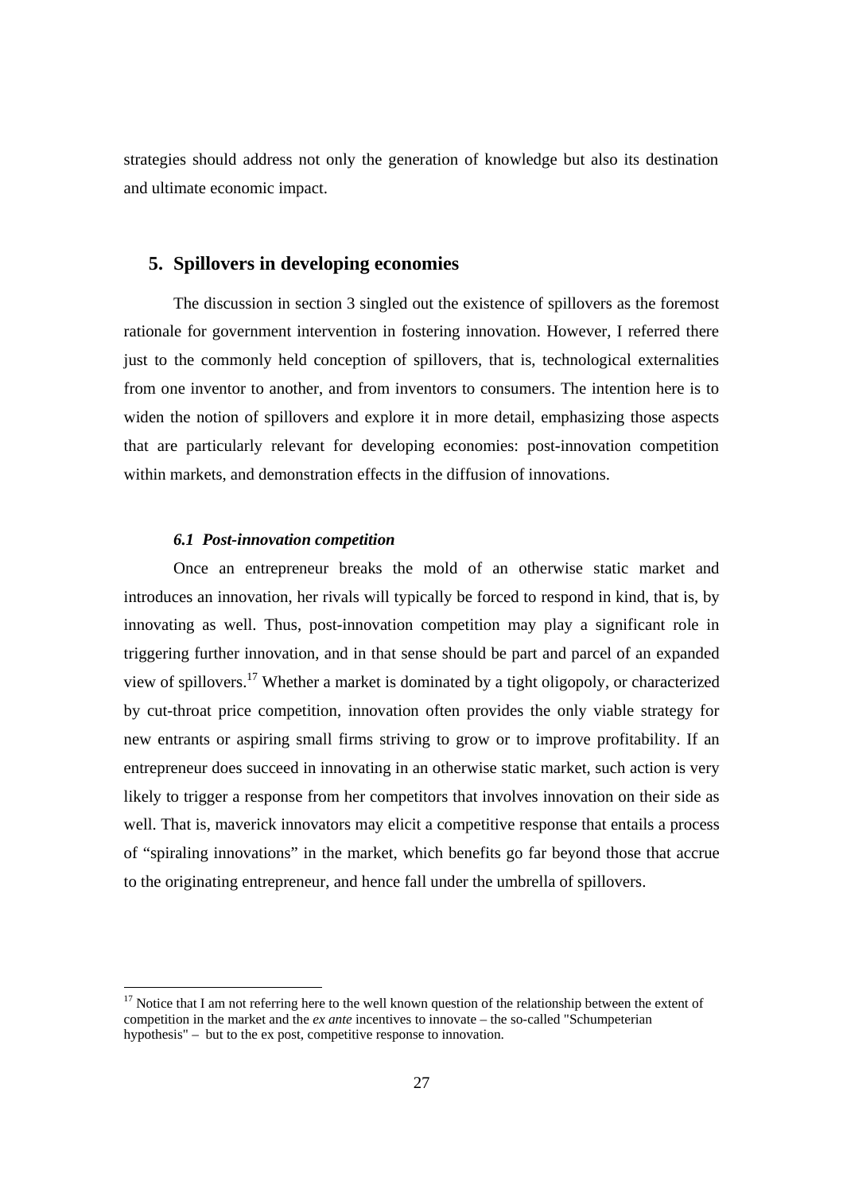strategies should address not only the generation of knowledge but also its destination and ultimate economic impact.

## 5. Spillovers in developing economies

The discussion in section 3 singled out the existence of spillovers as the foremost rationale for government intervention in fostering innovation. However, I referred there just to the commonly held conception of spillovers, that is, technological externalities from one inventor to another, and from inventors to consumers. The intention here is to widen the notion of spillovers and explore it in more detail, emphasizing those aspects that are particularly relevant for developing economies: post-innovation competition within markets, and demonstration effects in the diffusion of innovations.

### *6.1 Post-innovation competition*

Once an entrepreneur breaks the mold of an otherwise static market and introduces an innovation, her rivals will typically be forced to respond in kind, that is, by innovating as well. Thus, post-innovation competition may play a significant role in triggering further innovation, and in that sense should be part and parcel of an expanded view of spillovers.[17] Whether a market is dominated by a tight oligopoly, or characterized by cut-throat price competition, innovation often provides the only viable strategy for new entrants or aspiring small firms striving to grow or to improve profitability. If an entrepreneur does succeed in innovating in an otherwise static market, such action is very likely to trigger a response from her competitors that involves innovation on their side as well. That is, maverick innovators may elicit a competitive response that entails a process of "spiraling innovations" in the market, which benefits go far beyond those that accrue to the originating entrepreneur, and hence fall under the umbrella of spillovers.

[17] Notice that I am not referring here to the well known question of the relationship between the extent of competition in the market and the *ex ante* incentives to innovate – the so-called "Schumpeterian hypothesis" – but to the ex post, competitive response to innovation.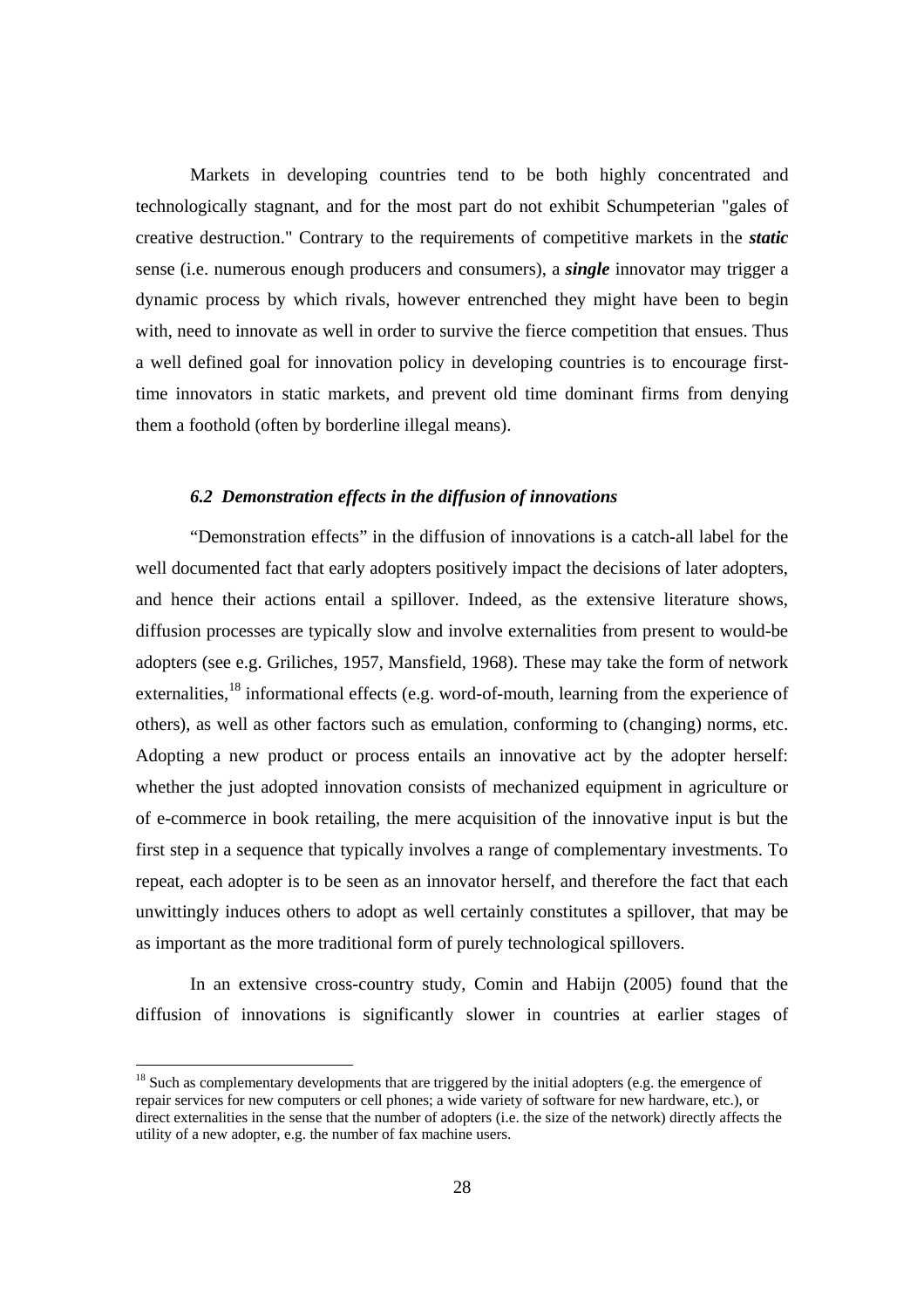Markets in developing countries tend to be both highly concentrated and technologically stagnant, and for the most part do not exhibit Schumpeterian "gales of creative destruction." Contrary to the requirements of competitive markets in the ***static*** sense (i.e. numerous enough producers and consumers), a ***single*** innovator may trigger a dynamic process by which rivals, however entrenched they might have been to begin with, need to innovate as well in order to survive the fierce competition that ensues. Thus a well defined goal for innovation policy in developing countries is to encourage first-time innovators in static markets, and prevent old time dominant firms from denying them a foothold (often by borderline illegal means).

### *6.2 Demonstration effects in the diffusion of innovations*

"Demonstration effects" in the diffusion of innovations is a catch-all label for the well documented fact that early adopters positively impact the decisions of later adopters, and hence their actions entail a spillover. Indeed, as the extensive literature shows, diffusion processes are typically slow and involve externalities from present to would-be adopters (see e.g. Griliches, 1957, Mansfield, 1968). These may take the form of network externalities,[18] informational effects (e.g. word-of-mouth, learning from the experience of others), as well as other factors such as emulation, conforming to (changing) norms, etc. Adopting a new product or process entails an innovative act by the adopter herself: whether the just adopted innovation consists of mechanized equipment in agriculture or of e-commerce in book retailing, the mere acquisition of the innovative input is but the first step in a sequence that typically involves a range of complementary investments. To repeat, each adopter is to be seen as an innovator herself, and therefore the fact that each unwittingly induces others to adopt as well certainly constitutes a spillover, that may be as important as the more traditional form of purely technological spillovers.

In an extensive cross-country study, Comin and Habijn (2005) found that the diffusion of innovations is significantly slower in countries at earlier stages of

[18] Such as complementary developments that are triggered by the initial adopters (e.g. the emergence of repair services for new computers or cell phones; a wide variety of software for new hardware, etc.), or direct externalities in the sense that the number of adopters (i.e. the size of the network) directly affects the utility of a new adopter, e.g. the number of fax machine users.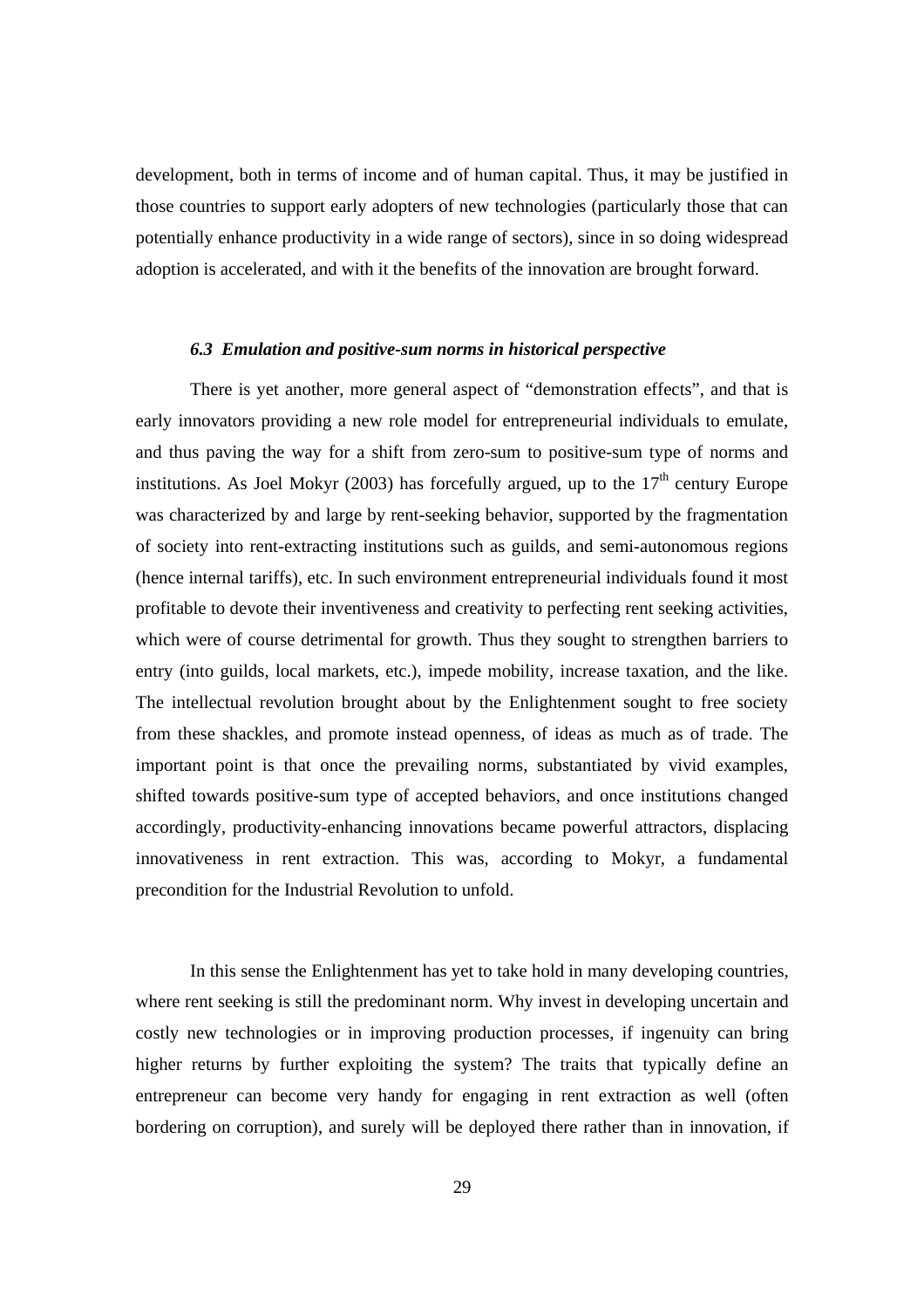development, both in terms of income and of human capital. Thus, it may be justified in those countries to support early adopters of new technologies (particularly those that can potentially enhance productivity in a wide range of sectors), since in so doing widespread adoption is accelerated, and with it the benefits of the innovation are brought forward.

### *6.3 Emulation and positive-sum norms in historical perspective*

There is yet another, more general aspect of "demonstration effects", and that is early innovators providing a new role model for entrepreneurial individuals to emulate, and thus paving the way for a shift from zero-sum to positive-sum type of norms and institutions. As Joel Mokyr (2003) has forcefully argued, up to the 17th century Europe was characterized by and large by rent-seeking behavior, supported by the fragmentation of society into rent-extracting institutions such as guilds, and semi-autonomous regions (hence internal tariffs), etc. In such environment entrepreneurial individuals found it most profitable to devote their inventiveness and creativity to perfecting rent seeking activities, which were of course detrimental for growth. Thus they sought to strengthen barriers to entry (into guilds, local markets, etc.), impede mobility, increase taxation, and the like. The intellectual revolution brought about by the Enlightenment sought to free society from these shackles, and promote instead openness, of ideas as much as of trade. The important point is that once the prevailing norms, substantiated by vivid examples, shifted towards positive-sum type of accepted behaviors, and once institutions changed accordingly, productivity-enhancing innovations became powerful attractors, displacing innovativeness in rent extraction. This was, according to Mokyr, a fundamental precondition for the Industrial Revolution to unfold.

In this sense the Enlightenment has yet to take hold in many developing countries, where rent seeking is still the predominant norm. Why invest in developing uncertain and costly new technologies or in improving production processes, if ingenuity can bring higher returns by further exploiting the system? The traits that typically define an entrepreneur can become very handy for engaging in rent extraction as well (often bordering on corruption), and surely will be deployed there rather than in innovation, if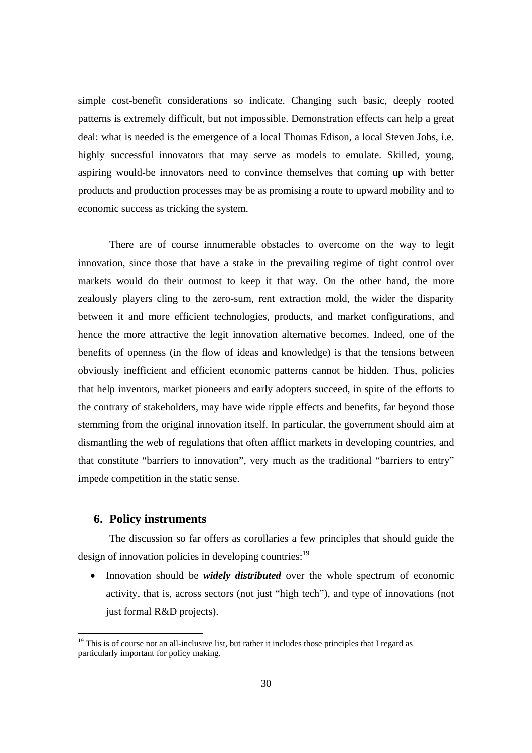simple cost-benefit considerations so indicate. Changing such basic, deeply rooted patterns is extremely difficult, but not impossible. Demonstration effects can help a great deal: what is needed is the emergence of a local Thomas Edison, a local Steven Jobs, i.e. highly successful innovators that may serve as models to emulate. Skilled, young, aspiring would-be innovators need to convince themselves that coming up with better products and production processes may be as promising a route to upward mobility and to economic success as tricking the system.

There are of course innumerable obstacles to overcome on the way to legit innovation, since those that have a stake in the prevailing regime of tight control over markets would do their outmost to keep it that way. On the other hand, the more zealously players cling to the zero-sum, rent extraction mold, the wider the disparity between it and more efficient technologies, products, and market configurations, and hence the more attractive the legit innovation alternative becomes. Indeed, one of the benefits of openness (in the flow of ideas and knowledge) is that the tensions between obviously inefficient and efficient economic patterns cannot be hidden. Thus, policies that help inventors, market pioneers and early adopters succeed, in spite of the efforts to the contrary of stakeholders, may have wide ripple effects and benefits, far beyond those stemming from the original innovation itself. In particular, the government should aim at dismantling the web of regulations that often afflict markets in developing countries, and that constitute "barriers to innovation", very much as the traditional "barriers to entry" impede competition in the static sense.

## 6. Policy instruments

The discussion so far offers as corollaries a few principles that should guide the design of innovation policies in developing countries:[19]

- Innovation should be ***widely distributed*** over the whole spectrum of economic activity, that is, across sectors (not just "high tech"), and type of innovations (not just formal R&D projects).

[19] This is of course not an all-inclusive list, but rather it includes those principles that I regard as particularly important for policy making.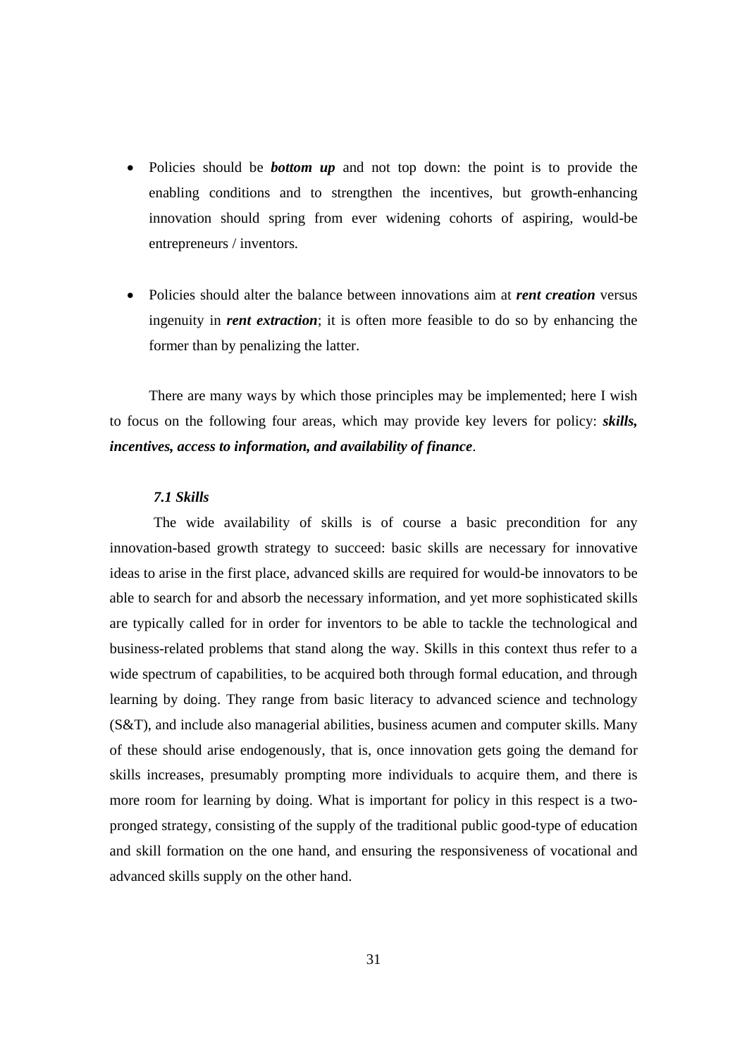- Policies should be ***bottom up*** and not top down: the point is to provide the enabling conditions and to strengthen the incentives, but growth-enhancing innovation should spring from ever widening cohorts of aspiring, would-be entrepreneurs / inventors.

- Policies should alter the balance between innovations aim at ***rent creation*** versus ingenuity in ***rent extraction***; it is often more feasible to do so by enhancing the former than by penalizing the latter.

There are many ways by which those principles may be implemented; here I wish to focus on the following four areas, which may provide key levers for policy: ***skills, incentives, access to information, and availability of finance***.

### *7.1 Skills*

The wide availability of skills is of course a basic precondition for any innovation-based growth strategy to succeed: basic skills are necessary for innovative ideas to arise in the first place, advanced skills are required for would-be innovators to be able to search for and absorb the necessary information, and yet more sophisticated skills are typically called for in order for inventors to be able to tackle the technological and business-related problems that stand along the way. Skills in this context thus refer to a wide spectrum of capabilities, to be acquired both through formal education, and through learning by doing. They range from basic literacy to advanced science and technology (S&T), and include also managerial abilities, business acumen and computer skills. Many of these should arise endogenously, that is, once innovation gets going the demand for skills increases, presumably prompting more individuals to acquire them, and there is more room for learning by doing. What is important for policy in this respect is a two-pronged strategy, consisting of the supply of the traditional public good-type of education and skill formation on the one hand, and ensuring the responsiveness of vocational and advanced skills supply on the other hand.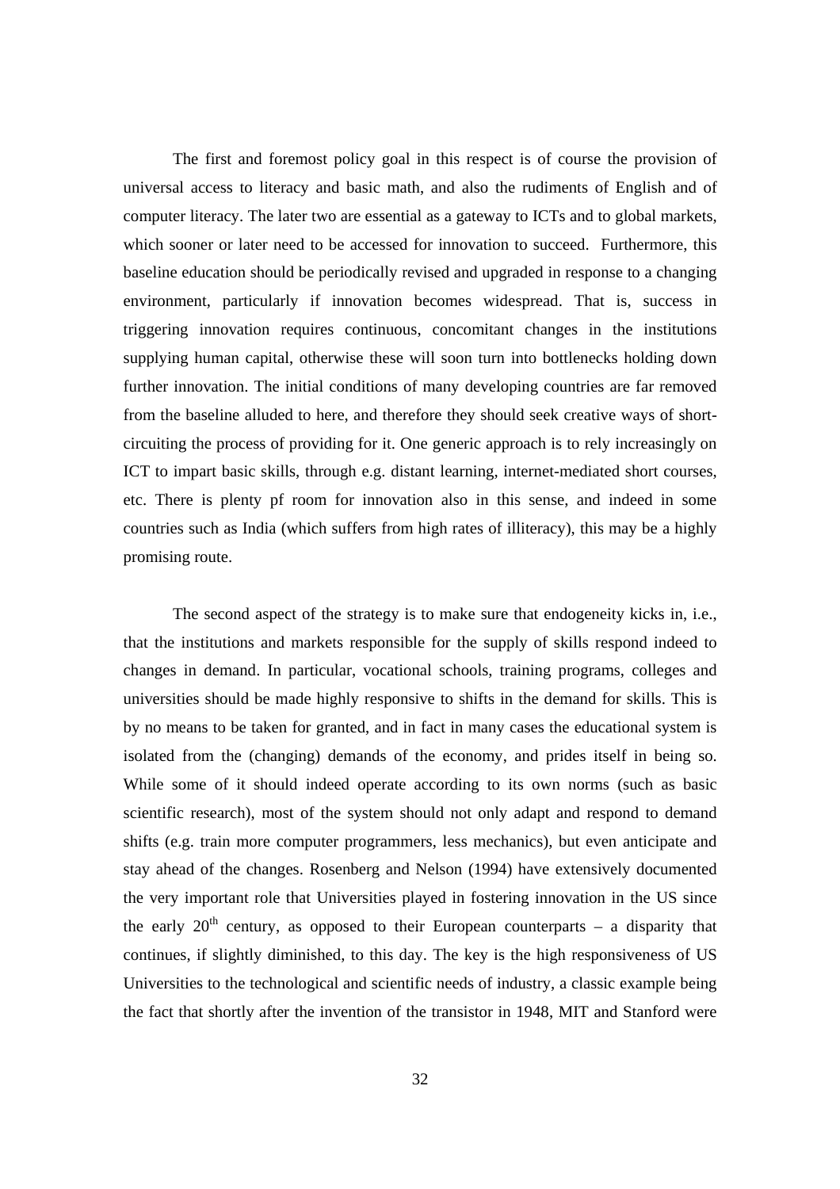The first and foremost policy goal in this respect is of course the provision of universal access to literacy and basic math, and also the rudiments of English and of computer literacy. The later two are essential as a gateway to ICTs and to global markets, which sooner or later need to be accessed for innovation to succeed. Furthermore, this baseline education should be periodically revised and upgraded in response to a changing environment, particularly if innovation becomes widespread. That is, success in triggering innovation requires continuous, concomitant changes in the institutions supplying human capital, otherwise these will soon turn into bottlenecks holding down further innovation. The initial conditions of many developing countries are far removed from the baseline alluded to here, and therefore they should seek creative ways of short-circuiting the process of providing for it. One generic approach is to rely increasingly on ICT to impart basic skills, through e.g. distant learning, internet-mediated short courses, etc. There is plenty pf room for innovation also in this sense, and indeed in some countries such as India (which suffers from high rates of illiteracy), this may be a highly promising route.

The second aspect of the strategy is to make sure that endogeneity kicks in, i.e., that the institutions and markets responsible for the supply of skills respond indeed to changes in demand. In particular, vocational schools, training programs, colleges and universities should be made highly responsive to shifts in the demand for skills. This is by no means to be taken for granted, and in fact in many cases the educational system is isolated from the (changing) demands of the economy, and prides itself in being so. While some of it should indeed operate according to its own norms (such as basic scientific research), most of the system should not only adapt and respond to demand shifts (e.g. train more computer programmers, less mechanics), but even anticipate and stay ahead of the changes. Rosenberg and Nelson (1994) have extensively documented the very important role that Universities played in fostering innovation in the US since the early 20th century, as opposed to their European counterparts – a disparity that continues, if slightly diminished, to this day. The key is the high responsiveness of US Universities to the technological and scientific needs of industry, a classic example being the fact that shortly after the invention of the transistor in 1948, MIT and Stanford were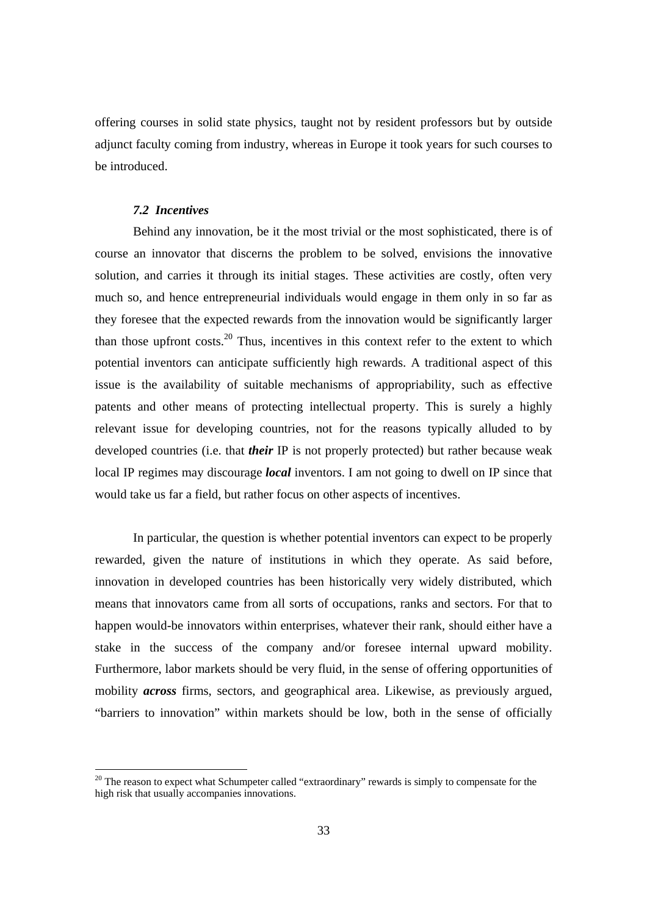offering courses in solid state physics, taught not by resident professors but by outside adjunct faculty coming from industry, whereas in Europe it took years for such courses to be introduced.

### *7.2 Incentives*

Behind any innovation, be it the most trivial or the most sophisticated, there is of course an innovator that discerns the problem to be solved, envisions the innovative solution, and carries it through its initial stages. These activities are costly, often very much so, and hence entrepreneurial individuals would engage in them only in so far as they foresee that the expected rewards from the innovation would be significantly larger than those upfront costs.[20] Thus, incentives in this context refer to the extent to which potential inventors can anticipate sufficiently high rewards. A traditional aspect of this issue is the availability of suitable mechanisms of appropriability, such as effective patents and other means of protecting intellectual property. This is surely a highly relevant issue for developing countries, not for the reasons typically alluded to by developed countries (i.e. that ***their*** IP is not properly protected) but rather because weak local IP regimes may discourage ***local*** inventors. I am not going to dwell on IP since that would take us far a field, but rather focus on other aspects of incentives.

In particular, the question is whether potential inventors can expect to be properly rewarded, given the nature of institutions in which they operate. As said before, innovation in developed countries has been historically very widely distributed, which means that innovators came from all sorts of occupations, ranks and sectors. For that to happen would-be innovators within enterprises, whatever their rank, should either have a stake in the success of the company and/or foresee internal upward mobility. Furthermore, labor markets should be very fluid, in the sense of offering opportunities of mobility ***across*** firms, sectors, and geographical area. Likewise, as previously argued, "barriers to innovation" within markets should be low, both in the sense of officially

[20] The reason to expect what Schumpeter called "extraordinary" rewards is simply to compensate for the high risk that usually accompanies innovations.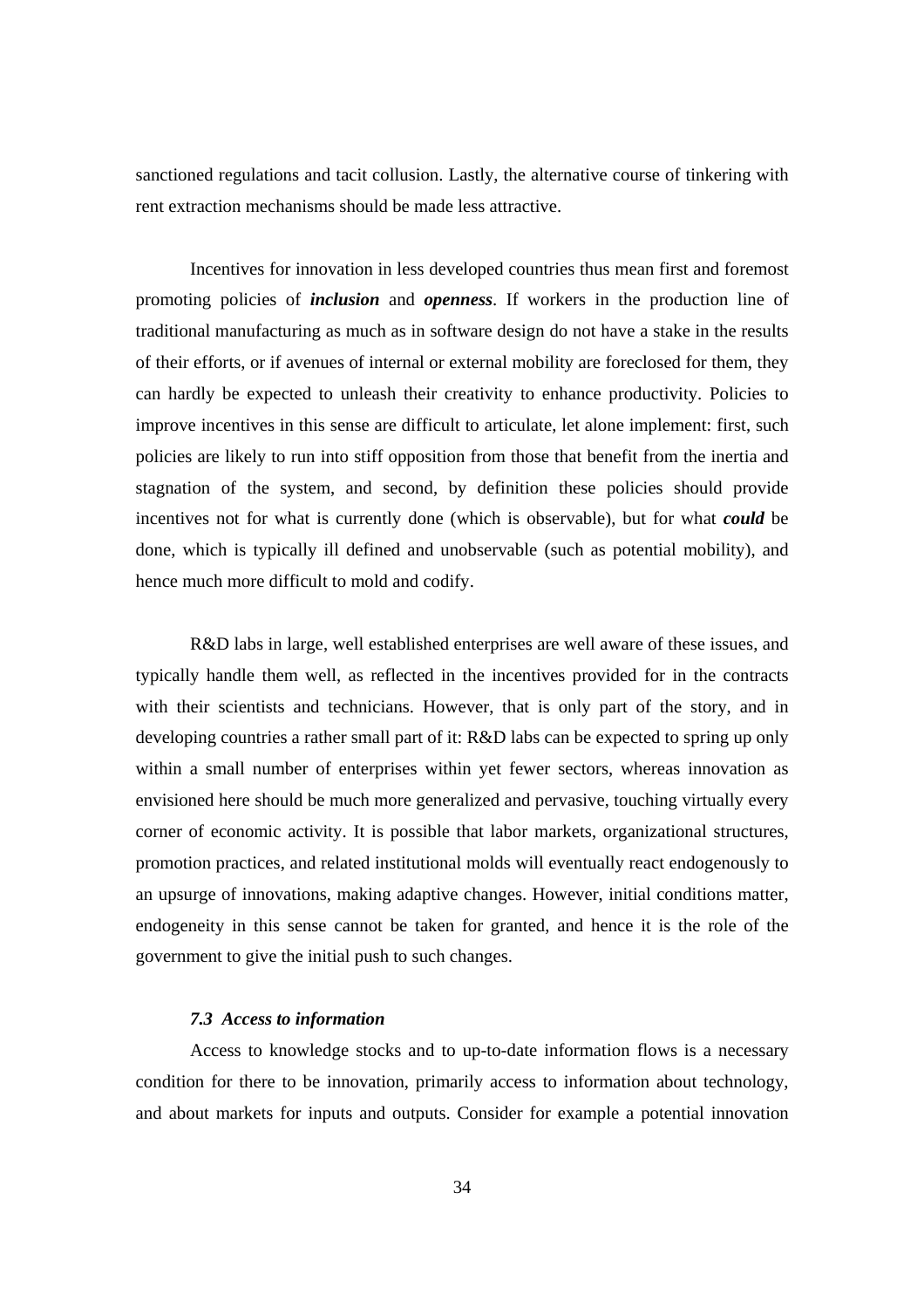sanctioned regulations and tacit collusion. Lastly, the alternative course of tinkering with rent extraction mechanisms should be made less attractive.

Incentives for innovation in less developed countries thus mean first and foremost promoting policies of ***inclusion*** and ***openness***. If workers in the production line of traditional manufacturing as much as in software design do not have a stake in the results of their efforts, or if avenues of internal or external mobility are foreclosed for them, they can hardly be expected to unleash their creativity to enhance productivity. Policies to improve incentives in this sense are difficult to articulate, let alone implement: first, such policies are likely to run into stiff opposition from those that benefit from the inertia and stagnation of the system, and second, by definition these policies should provide incentives not for what is currently done (which is observable), but for what ***could*** be done, which is typically ill defined and unobservable (such as potential mobility), and hence much more difficult to mold and codify.

R&D labs in large, well established enterprises are well aware of these issues, and typically handle them well, as reflected in the incentives provided for in the contracts with their scientists and technicians. However, that is only part of the story, and in developing countries a rather small part of it: R&D labs can be expected to spring up only within a small number of enterprises within yet fewer sectors, whereas innovation as envisioned here should be much more generalized and pervasive, touching virtually every corner of economic activity. It is possible that labor markets, organizational structures, promotion practices, and related institutional molds will eventually react endogenously to an upsurge of innovations, making adaptive changes. However, initial conditions matter, endogeneity in this sense cannot be taken for granted, and hence it is the role of the government to give the initial push to such changes.

### *7.3 Access to information*

Access to knowledge stocks and to up-to-date information flows is a necessary condition for there to be innovation, primarily access to information about technology, and about markets for inputs and outputs. Consider for example a potential innovation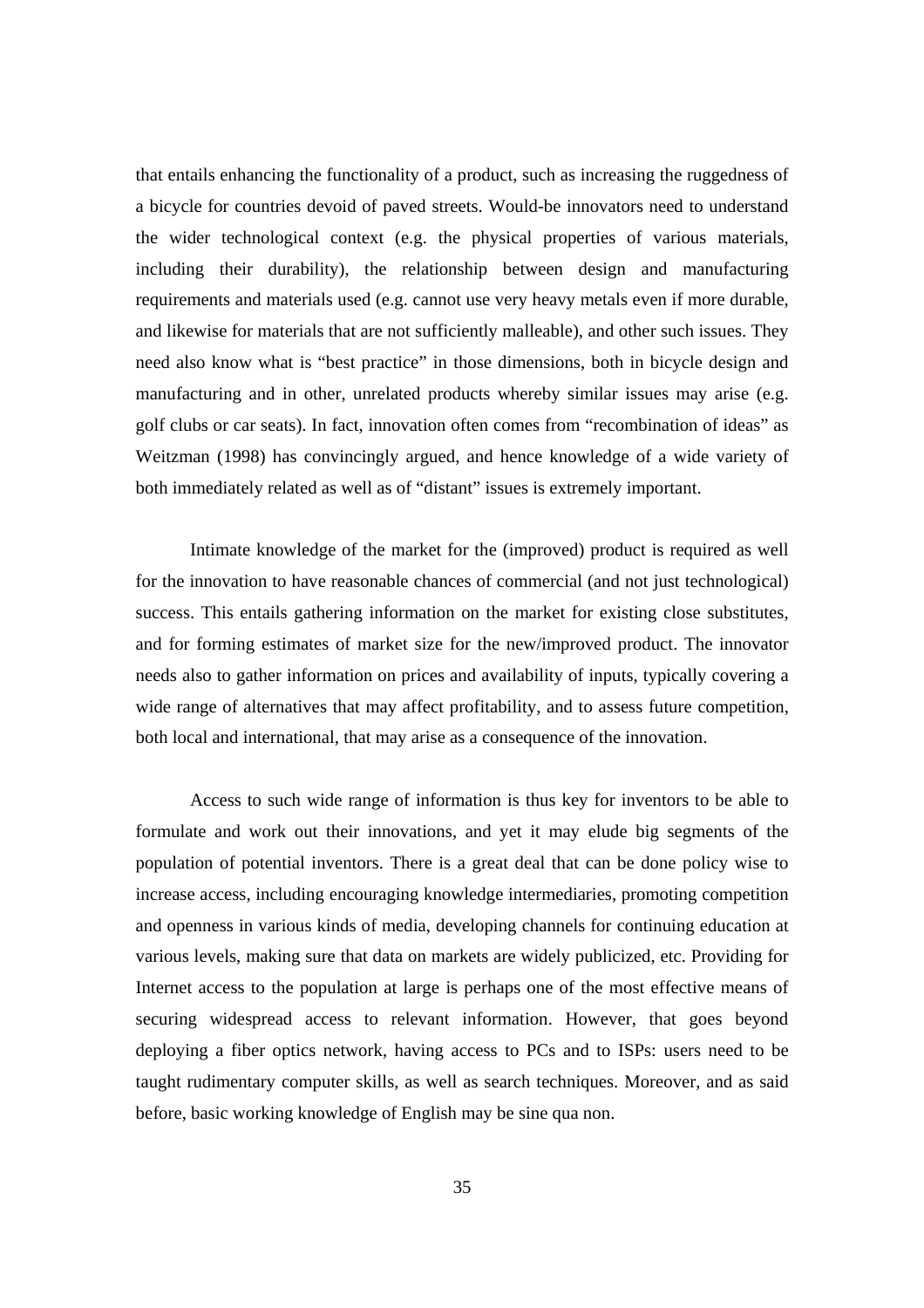that entails enhancing the functionality of a product, such as increasing the ruggedness of a bicycle for countries devoid of paved streets. Would-be innovators need to understand the wider technological context (e.g. the physical properties of various materials, including their durability), the relationship between design and manufacturing requirements and materials used (e.g. cannot use very heavy metals even if more durable, and likewise for materials that are not sufficiently malleable), and other such issues. They need also know what is "best practice" in those dimensions, both in bicycle design and manufacturing and in other, unrelated products whereby similar issues may arise (e.g. golf clubs or car seats). In fact, innovation often comes from "recombination of ideas" as Weitzman (1998) has convincingly argued, and hence knowledge of a wide variety of both immediately related as well as of "distant" issues is extremely important.

Intimate knowledge of the market for the (improved) product is required as well for the innovation to have reasonable chances of commercial (and not just technological) success. This entails gathering information on the market for existing close substitutes, and for forming estimates of market size for the new/improved product. The innovator needs also to gather information on prices and availability of inputs, typically covering a wide range of alternatives that may affect profitability, and to assess future competition, both local and international, that may arise as a consequence of the innovation.

Access to such wide range of information is thus key for inventors to be able to formulate and work out their innovations, and yet it may elude big segments of the population of potential inventors. There is a great deal that can be done policy wise to increase access, including encouraging knowledge intermediaries, promoting competition and openness in various kinds of media, developing channels for continuing education at various levels, making sure that data on markets are widely publicized, etc. Providing for Internet access to the population at large is perhaps one of the most effective means of securing widespread access to relevant information. However, that goes beyond deploying a fiber optics network, having access to PCs and to ISPs: users need to be taught rudimentary computer skills, as well as search techniques. Moreover, and as said before, basic working knowledge of English may be sine qua non.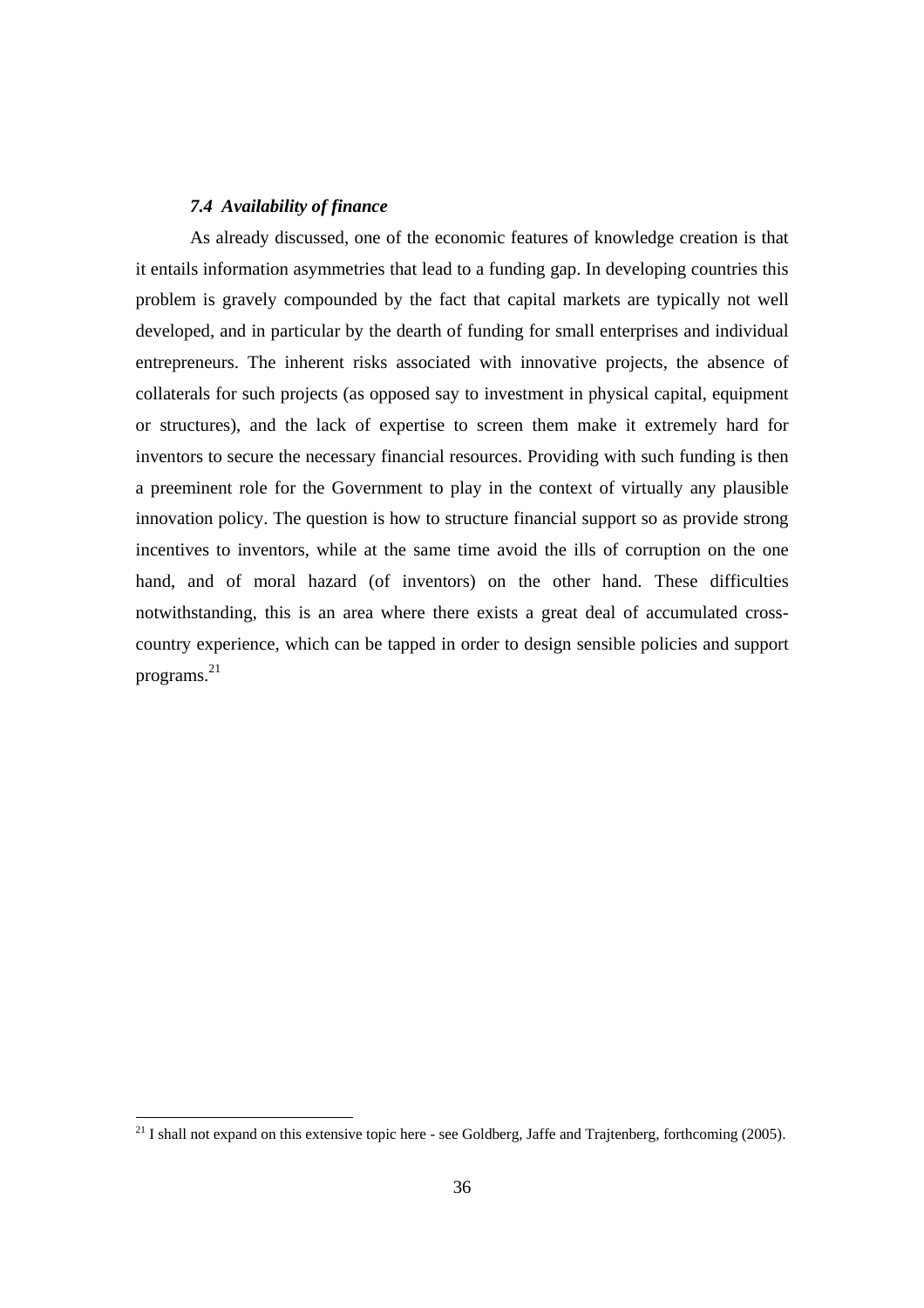### *7.4 Availability of finance*

As already discussed, one of the economic features of knowledge creation is that it entails information asymmetries that lead to a funding gap. In developing countries this problem is gravely compounded by the fact that capital markets are typically not well developed, and in particular by the dearth of funding for small enterprises and individual entrepreneurs. The inherent risks associated with innovative projects, the absence of collaterals for such projects (as opposed say to investment in physical capital, equipment or structures), and the lack of expertise to screen them make it extremely hard for inventors to secure the necessary financial resources. Providing with such funding is then a preeminent role for the Government to play in the context of virtually any plausible innovation policy. The question is how to structure financial support so as provide strong incentives to inventors, while at the same time avoid the ills of corruption on the one hand, and of moral hazard (of inventors) on the other hand. These difficulties notwithstanding, this is an area where there exists a great deal of accumulated cross-country experience, which can be tapped in order to design sensible policies and support programs.[21]

---

[21] I shall not expand on this extensive topic here - see Goldberg, Jaffe and Trajtenberg, forthcoming (2005).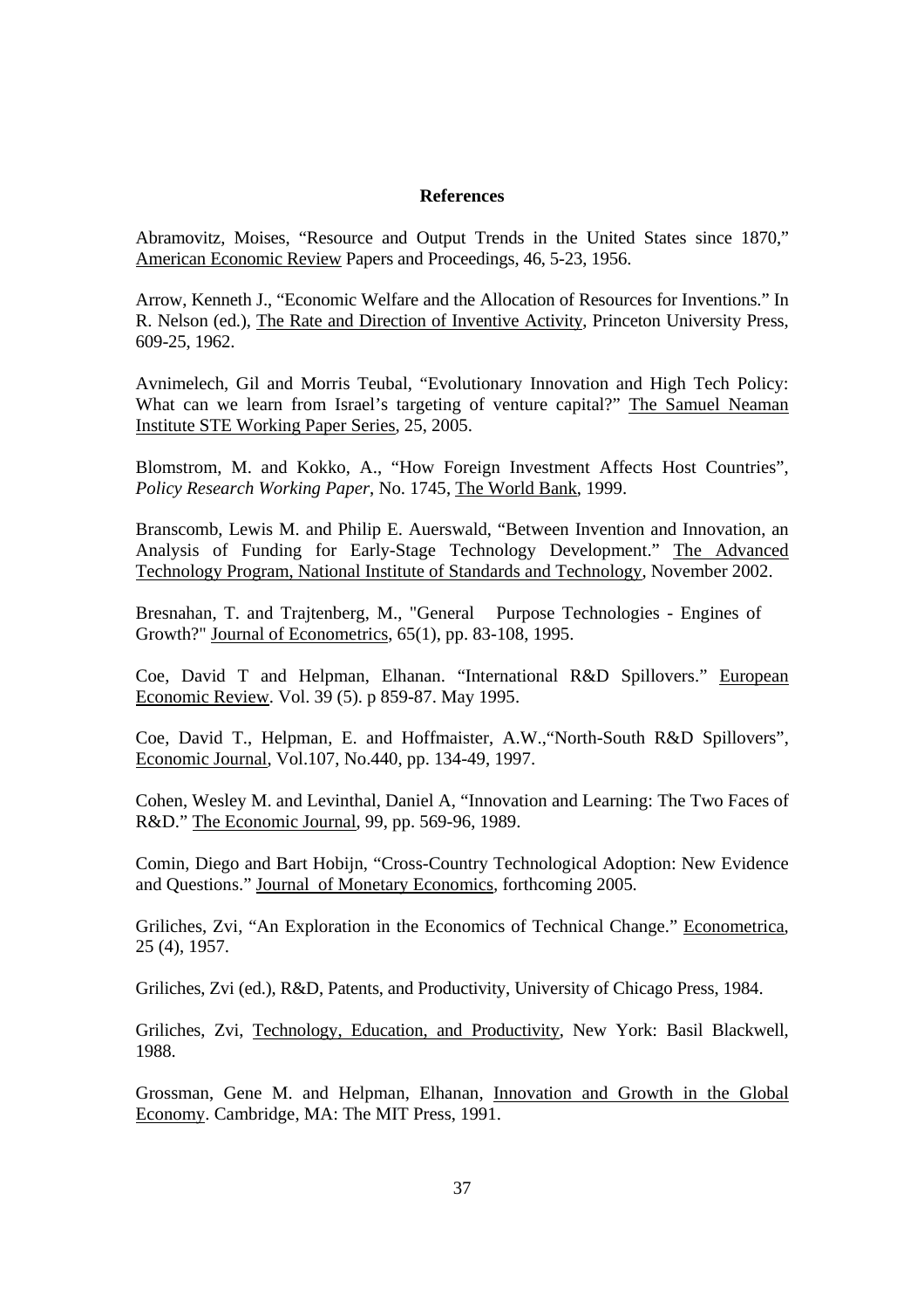**References**

Abramovitz, Moises, "Resource and Output Trends in the United States since 1870," American Economic Review Papers and Proceedings, 46, 5-23, 1956.

Arrow, Kenneth J., "Economic Welfare and the Allocation of Resources for Inventions." In R. Nelson (ed.), The Rate and Direction of Inventive Activity, Princeton University Press, 609-25, 1962.

Avnimelech, Gil and Morris Teubal, "Evolutionary Innovation and High Tech Policy: What can we learn from Israel's targeting of venture capital?" The Samuel Neaman Institute STE Working Paper Series, 25, 2005.

Blomstrom, M. and Kokko, A., "How Foreign Investment Affects Host Countries", *Policy Research Working Paper*, No. 1745, The World Bank, 1999.

Branscomb, Lewis M. and Philip E. Auerswald, "Between Invention and Innovation, an Analysis of Funding for Early-Stage Technology Development." The Advanced Technology Program, National Institute of Standards and Technology, November 2002.

Bresnahan, T. and Trajtenberg, M., "General Purpose Technologies - Engines of Growth?" Journal of Econometrics, 65(1), pp. 83-108, 1995.

Coe, David T and Helpman, Elhanan. "International R&D Spillovers." European Economic Review. Vol. 39 (5). p 859-87. May 1995.

Coe, David T., Helpman, E. and Hoffmaister, A.W.,"North-South R&D Spillovers", Economic Journal, Vol.107, No.440, pp. 134-49, 1997.

Cohen, Wesley M. and Levinthal, Daniel A, "Innovation and Learning: The Two Faces of R&D." The Economic Journal, 99, pp. 569-96, 1989.

Comin, Diego and Bart Hobijn, "Cross-Country Technological Adoption: New Evidence and Questions." Journal of Monetary Economics, forthcoming 2005.

Griliches, Zvi, "An Exploration in the Economics of Technical Change." Econometrica, 25 (4), 1957.

Griliches, Zvi (ed.), R&D, Patents, and Productivity, University of Chicago Press, 1984.

Griliches, Zvi, Technology, Education, and Productivity, New York: Basil Blackwell, 1988.

Grossman, Gene M. and Helpman, Elhanan, Innovation and Growth in the Global Economy. Cambridge, MA: The MIT Press, 1991.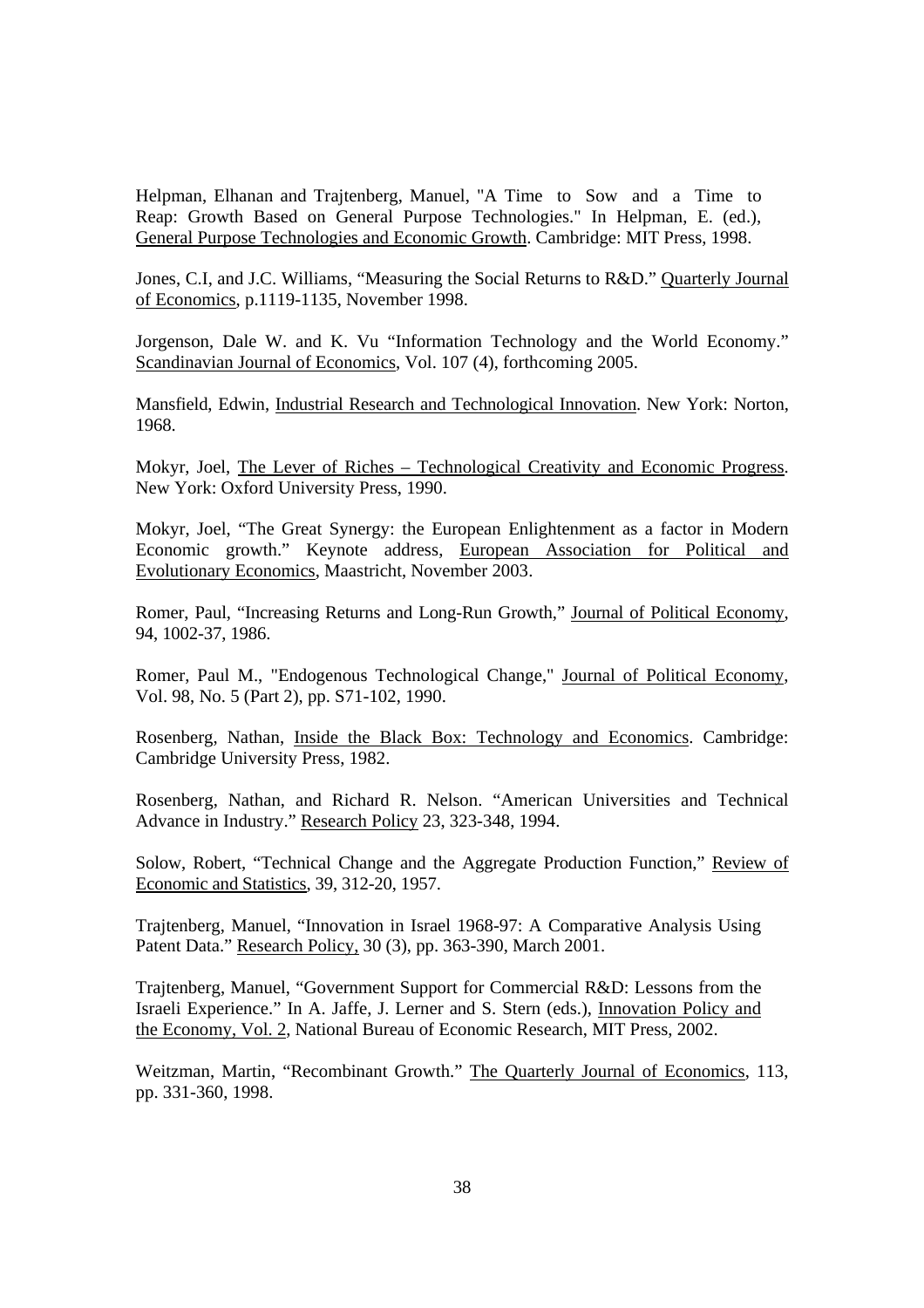Helpman, Elhanan and Trajtenberg, Manuel, "A Time to Sow and a Time to Reap: Growth Based on General Purpose Technologies." In Helpman, E. (ed.), General Purpose Technologies and Economic Growth. Cambridge: MIT Press, 1998.

Jones, C.I, and J.C. Williams, "Measuring the Social Returns to R&D." Quarterly Journal of Economics, p.1119-1135, November 1998.

Jorgenson, Dale W. and K. Vu "Information Technology and the World Economy." Scandinavian Journal of Economics, Vol. 107 (4), forthcoming 2005.

Mansfield, Edwin, Industrial Research and Technological Innovation. New York: Norton, 1968.

Mokyr, Joel, The Lever of Riches – Technological Creativity and Economic Progress. New York: Oxford University Press, 1990.

Mokyr, Joel, "The Great Synergy: the European Enlightenment as a factor in Modern Economic growth." Keynote address, European Association for Political and Evolutionary Economics, Maastricht, November 2003.

Romer, Paul, "Increasing Returns and Long-Run Growth," Journal of Political Economy, 94, 1002-37, 1986.

Romer, Paul M., "Endogenous Technological Change," Journal of Political Economy, Vol. 98, No. 5 (Part 2), pp. S71-102, 1990.

Rosenberg, Nathan, Inside the Black Box: Technology and Economics. Cambridge: Cambridge University Press, 1982.

Rosenberg, Nathan, and Richard R. Nelson. "American Universities and Technical Advance in Industry." Research Policy 23, 323-348, 1994.

Solow, Robert, "Technical Change and the Aggregate Production Function," Review of Economic and Statistics, 39, 312-20, 1957.

Trajtenberg, Manuel, "Innovation in Israel 1968-97: A Comparative Analysis Using Patent Data." Research Policy, 30 (3), pp. 363-390, March 2001.

Trajtenberg, Manuel, "Government Support for Commercial R&D: Lessons from the Israeli Experience." In A. Jaffe, J. Lerner and S. Stern (eds.), Innovation Policy and the Economy, Vol. 2, National Bureau of Economic Research, MIT Press, 2002.

Weitzman, Martin, "Recombinant Growth." The Quarterly Journal of Economics, 113, pp. 331-360, 1998.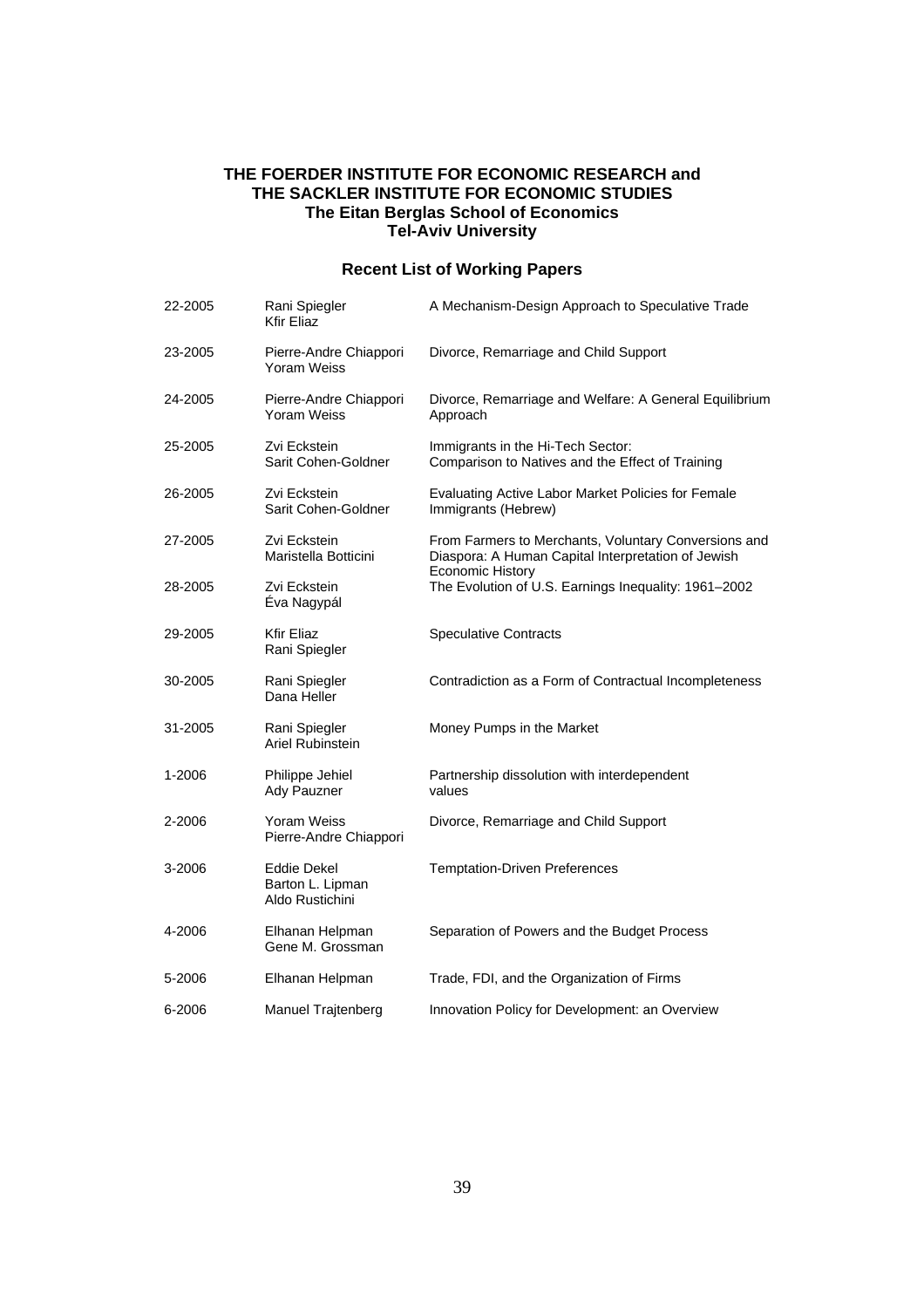**THE FOERDER INSTITUTE FOR ECONOMIC RESEARCH and**
**THE SACKLER INSTITUTE FOR ECONOMIC STUDIES**
**The Eitan Berglas School of Economics**
**Tel-Aviv University**

## Recent List of Working Papers

| | | |
|---|---|---|
| 22-2005 | Rani Spiegler<br>Kfir Eliaz | A Mechanism-Design Approach to Speculative Trade |
| 23-2005 | Pierre-Andre Chiappori<br>Yoram Weiss | Divorce, Remarriage and Child Support |
| 24-2005 | Pierre-Andre Chiappori<br>Yoram Weiss | Divorce, Remarriage and Welfare: A General Equilibrium Approach |
| 25-2005 | Zvi Eckstein<br>Sarit Cohen-Goldner | Immigrants in the Hi-Tech Sector:<br>Comparison to Natives and the Effect of Training |
| 26-2005 | Zvi Eckstein<br>Sarit Cohen-Goldner | Evaluating Active Labor Market Policies for Female Immigrants (Hebrew) |
| 27-2005 | Zvi Eckstein<br>Maristella Botticini | From Farmers to Merchants, Voluntary Conversions and Diaspora: A Human Capital Interpretation of Jewish Economic History |
| 28-2005 | Zvi Eckstein<br>Éva Nagypál | The Evolution of U.S. Earnings Inequality: 1961–2002 |
| 29-2005 | Kfir Eliaz<br>Rani Spiegler | Speculative Contracts |
| 30-2005 | Rani Spiegler<br>Dana Heller | Contradiction as a Form of Contractual Incompleteness |
| 31-2005 | Rani Spiegler<br>Ariel Rubinstein | Money Pumps in the Market |
| 1-2006 | Philippe Jehiel<br>Ady Pauzner | Partnership dissolution with interdependent values |
| 2-2006 | Yoram Weiss<br>Pierre-Andre Chiappori | Divorce, Remarriage and Child Support |
| 3-2006 | Eddie Dekel<br>Barton L. Lipman<br>Aldo Rustichini | Temptation-Driven Preferences |
| 4-2006 | Elhanan Helpman<br>Gene M. Grossman | Separation of Powers and the Budget Process |
| 5-2006 | Elhanan Helpman | Trade, FDI, and the Organization of Firms |
| 6-2006 | Manuel Trajtenberg | Innovation Policy for Development: an Overview |